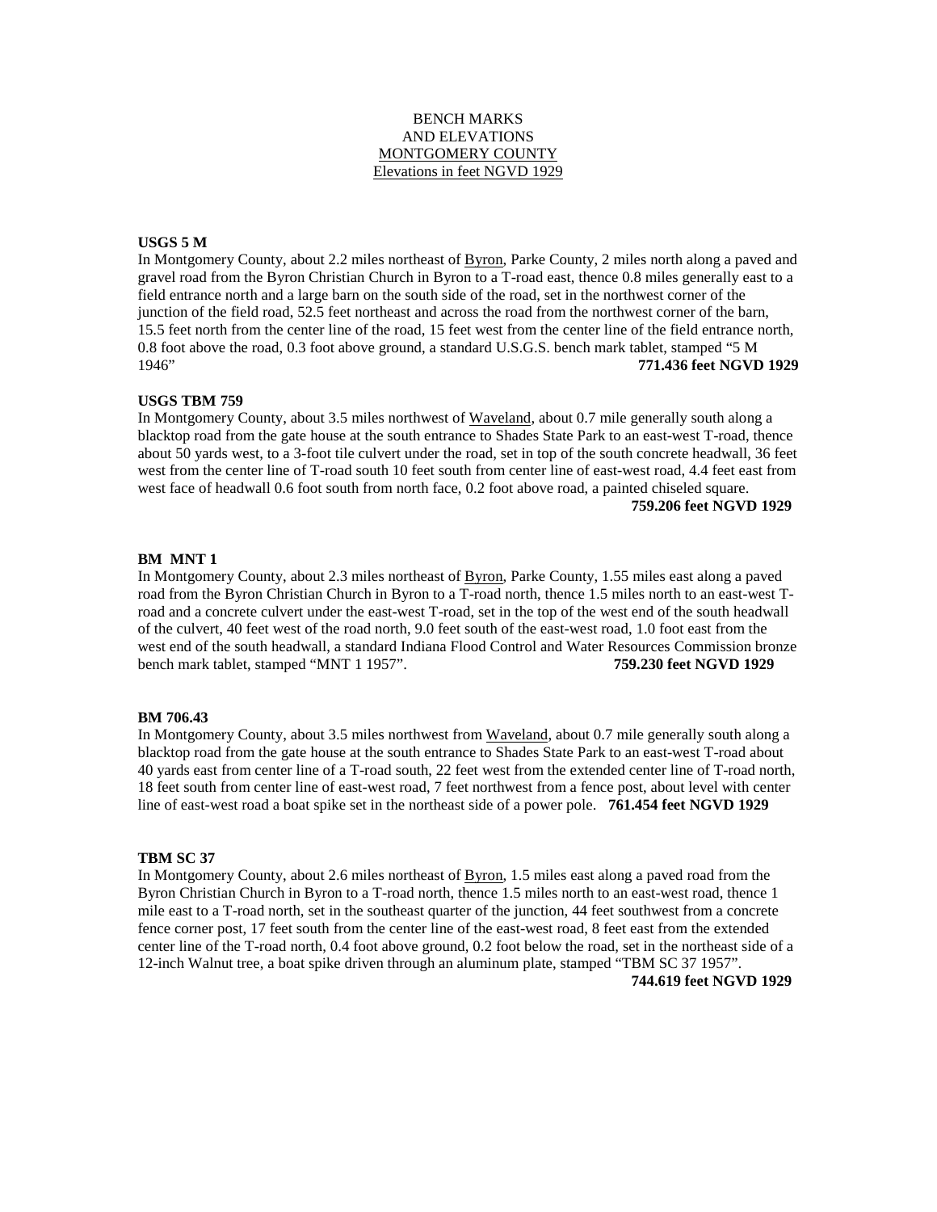BENCH MARKS
AND ELEVATIONS
MONTGOMERY COUNTY
Elevations in feet NGVD 1929

**USGS 5 M**

In Montgomery County, about 2.2 miles northeast of Byron, Parke County, 2 miles north along a paved and gravel road from the Byron Christian Church in Byron to a T-road east, thence 0.8 miles generally east to a field entrance north and a large barn on the south side of the road, set in the northwest corner of the junction of the field road, 52.5 feet northeast and across the road from the northwest corner of the barn, 15.5 feet north from the center line of the road, 15 feet west from the center line of the field entrance north, 0.8 foot above the road, 0.3 foot above ground, a standard U.S.G.S. bench mark tablet, stamped "5 M 1946" **771.436 feet NGVD 1929**

**USGS TBM 759**

In Montgomery County, about 3.5 miles northwest of Waveland, about 0.7 mile generally south along a blacktop road from the gate house at the south entrance to Shades State Park to an east-west T-road, thence about 50 yards west, to a 3-foot tile culvert under the road, set in top of the south concrete headwall, 36 feet west from the center line of T-road south 10 feet south from center line of east-west road, 4.4 feet east from west face of headwall 0.6 foot south from north face, 0.2 foot above road, a painted chiseled square.
**759.206 feet NGVD 1929**

**BM MNT 1**

In Montgomery County, about 2.3 miles northeast of Byron, Parke County, 1.55 miles east along a paved road from the Byron Christian Church in Byron to a T-road north, thence 1.5 miles north to an east-west T-road and a concrete culvert under the east-west T-road, set in the top of the west end of the south headwall of the culvert, 40 feet west of the road north, 9.0 feet south of the east-west road, 1.0 foot east from the west end of the south headwall, a standard Indiana Flood Control and Water Resources Commission bronze bench mark tablet, stamped "MNT 1 1957". **759.230 feet NGVD 1929**

**BM 706.43**

In Montgomery County, about 3.5 miles northwest from Waveland, about 0.7 mile generally south along a blacktop road from the gate house at the south entrance to Shades State Park to an east-west T-road about 40 yards east from center line of a T-road south, 22 feet west from the extended center line of T-road north, 18 feet south from center line of east-west road, 7 feet northwest from a fence post, about level with center line of east-west road a boat spike set in the northeast side of a power pole. **761.454 feet NGVD 1929**

**TBM SC 37**

In Montgomery County, about 2.6 miles northeast of Byron, 1.5 miles east along a paved road from the Byron Christian Church in Byron to a T-road north, thence 1.5 miles north to an east-west road, thence 1 mile east to a T-road north, set in the southeast quarter of the junction, 44 feet southwest from a concrete fence corner post, 17 feet south from the center line of the east-west road, 8 feet east from the extended center line of the T-road north, 0.4 foot above ground, 0.2 foot below the road, set in the northeast side of a 12-inch Walnut tree, a boat spike driven through an aluminum plate, stamped "TBM SC 37 1957".
**744.619 feet NGVD 1929**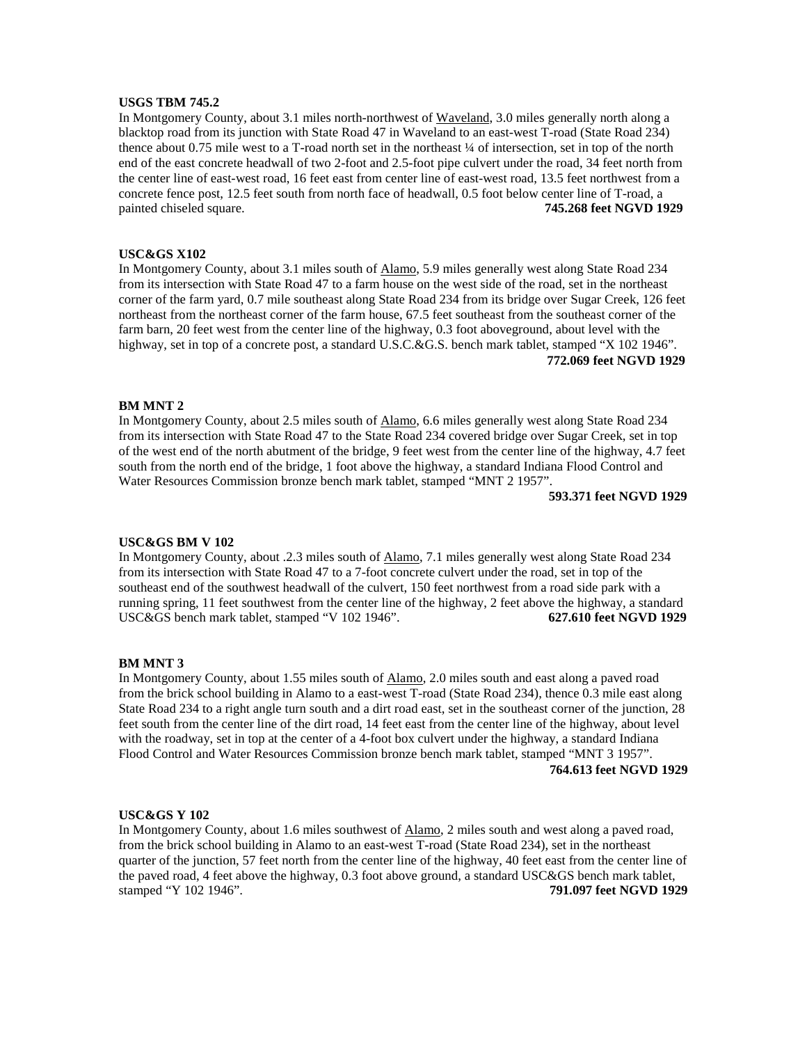**USGS TBM 745.2**

In Montgomery County, about 3.1 miles north-northwest of Waveland, 3.0 miles generally north along a blacktop road from its junction with State Road 47 in Waveland to an east-west T-road (State Road 234) thence about 0.75 mile west to a T-road north set in the northeast ¼ of intersection, set in top of the north end of the east concrete headwall of two 2-foot and 2.5-foot pipe culvert under the road, 34 feet north from the center line of east-west road, 16 feet east from center line of east-west road, 13.5 feet northwest from a concrete fence post, 12.5 feet south from north face of headwall, 0.5 foot below center line of T-road, a painted chiseled square. **745.268 feet NGVD 1929**

**USC&GS X102**

In Montgomery County, about 3.1 miles south of Alamo, 5.9 miles generally west along State Road 234 from its intersection with State Road 47 to a farm house on the west side of the road, set in the northeast corner of the farm yard, 0.7 mile southeast along State Road 234 from its bridge over Sugar Creek, 126 feet northeast from the northeast corner of the farm house, 67.5 feet southeast from the southeast corner of the farm barn, 20 feet west from the center line of the highway, 0.3 foot aboveground, about level with the highway, set in top of a concrete post, a standard U.S.C.&G.S. bench mark tablet, stamped "X 102 1946". **772.069 feet NGVD 1929**

**BM MNT 2**

In Montgomery County, about 2.5 miles south of Alamo, 6.6 miles generally west along State Road 234 from its intersection with State Road 47 to the State Road 234 covered bridge over Sugar Creek, set in top of the west end of the north abutment of the bridge, 9 feet west from the center line of the highway, 4.7 feet south from the north end of the bridge, 1 foot above the highway, a standard Indiana Flood Control and Water Resources Commission bronze bench mark tablet, stamped "MNT 2 1957". **593.371 feet NGVD 1929**

**USC&GS BM V 102**

In Montgomery County, about .2.3 miles south of Alamo, 7.1 miles generally west along State Road 234 from its intersection with State Road 47 to a 7-foot concrete culvert under the road, set in top of the southeast end of the southwest headwall of the culvert, 150 feet northwest from a road side park with a running spring, 11 feet southwest from the center line of the highway, 2 feet above the highway, a standard USC&GS bench mark tablet, stamped "V 102 1946". **627.610 feet NGVD 1929**

**BM MNT 3**

In Montgomery County, about 1.55 miles south of Alamo, 2.0 miles south and east along a paved road from the brick school building in Alamo to a east-west T-road (State Road 234), thence 0.3 mile east along State Road 234 to a right angle turn south and a dirt road east, set in the southeast corner of the junction, 28 feet south from the center line of the dirt road, 14 feet east from the center line of the highway, about level with the roadway, set in top at the center of a 4-foot box culvert under the highway, a standard Indiana Flood Control and Water Resources Commission bronze bench mark tablet, stamped "MNT 3 1957". **764.613 feet NGVD 1929**

**USC&GS Y 102**

In Montgomery County, about 1.6 miles southwest of Alamo, 2 miles south and west along a paved road, from the brick school building in Alamo to an east-west T-road (State Road 234), set in the northeast quarter of the junction, 57 feet north from the center line of the highway, 40 feet east from the center line of the paved road, 4 feet above the highway, 0.3 foot above ground, a standard USC&GS bench mark tablet, stamped "Y 102 1946". **791.097 feet NGVD 1929**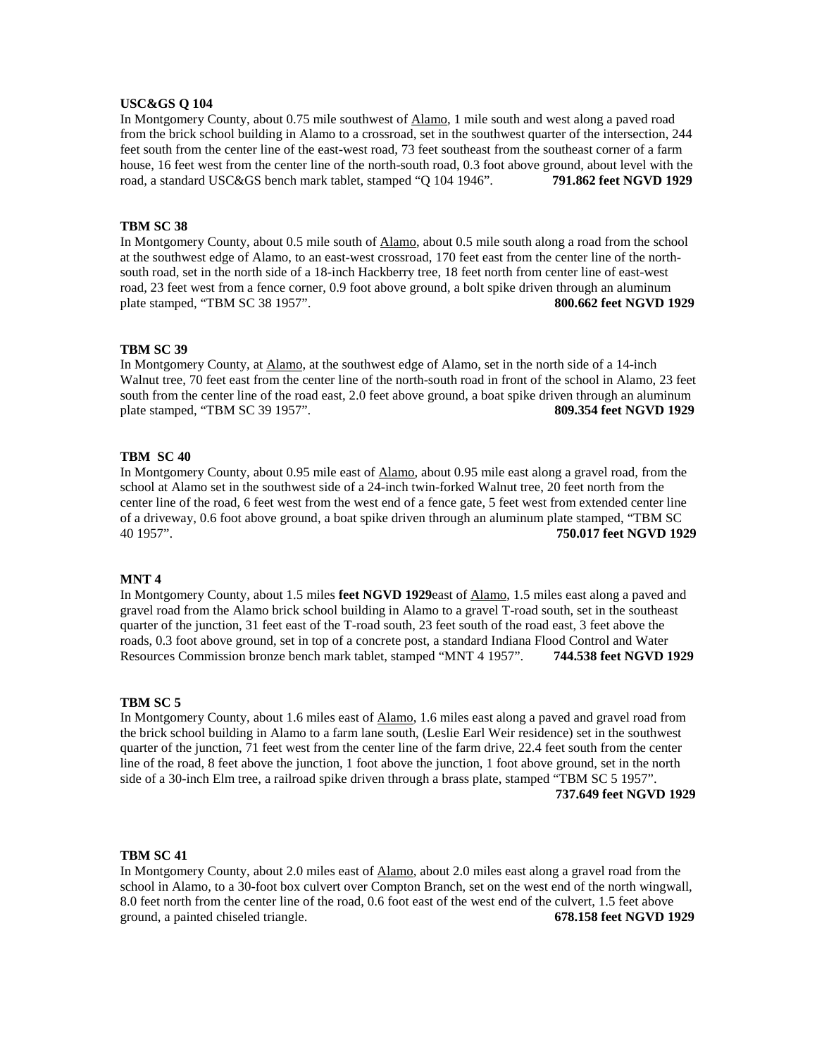**USC&GS Q 104**
In Montgomery County, about 0.75 mile southwest of Alamo, 1 mile south and west along a paved road from the brick school building in Alamo to a crossroad, set in the southwest quarter of the intersection, 244 feet south from the center line of the east-west road, 73 feet southeast from the southeast corner of a farm house, 16 feet west from the center line of the north-south road, 0.3 foot above ground, about level with the road, a standard USC&GS bench mark tablet, stamped "Q 104 1946". **791.862 feet NGVD 1929**

**TBM SC 38**
In Montgomery County, about 0.5 mile south of Alamo, about 0.5 mile south along a road from the school at the southwest edge of Alamo, to an east-west crossroad, 170 feet east from the center line of the north-south road, set in the north side of a 18-inch Hackberry tree, 18 feet north from center line of east-west road, 23 feet west from a fence corner, 0.9 foot above ground, a bolt spike driven through an aluminum plate stamped, "TBM SC 38 1957". **800.662 feet NGVD 1929**

**TBM SC 39**
In Montgomery County, at Alamo, at the southwest edge of Alamo, set in the north side of a 14-inch Walnut tree, 70 feet east from the center line of the north-south road in front of the school in Alamo, 23 feet south from the center line of the road east, 2.0 feet above ground, a boat spike driven through an aluminum plate stamped, "TBM SC 39 1957". **809.354 feet NGVD 1929**

**TBM SC 40**
In Montgomery County, about 0.95 mile east of Alamo, about 0.95 mile east along a gravel road, from the school at Alamo set in the southwest side of a 24-inch twin-forked Walnut tree, 20 feet north from the center line of the road, 6 feet west from the west end of a fence gate, 5 feet west from extended center line of a driveway, 0.6 foot above ground, a boat spike driven through an aluminum plate stamped, "TBM SC 40 1957". **750.017 feet NGVD 1929**

**MNT 4**
In Montgomery County, about 1.5 miles **feet NGVD 1929**east of Alamo, 1.5 miles east along a paved and gravel road from the Alamo brick school building in Alamo to a gravel T-road south, set in the southeast quarter of the junction, 31 feet east of the T-road south, 23 feet south of the road east, 3 feet above the roads, 0.3 foot above ground, set in top of a concrete post, a standard Indiana Flood Control and Water Resources Commission bronze bench mark tablet, stamped "MNT 4 1957". **744.538 feet NGVD 1929**

**TBM SC 5**
In Montgomery County, about 1.6 miles east of Alamo, 1.6 miles east along a paved and gravel road from the brick school building in Alamo to a farm lane south, (Leslie Earl Weir residence) set in the southwest quarter of the junction, 71 feet west from the center line of the farm drive, 22.4 feet south from the center line of the road, 8 feet above the junction, 1 foot above the junction, 1 foot above ground, set in the north side of a 30-inch Elm tree, a railroad spike driven through a brass plate, stamped "TBM SC 5 1957". **737.649 feet NGVD 1929**

**TBM SC 41**
In Montgomery County, about 2.0 miles east of Alamo, about 2.0 miles east along a gravel road from the school in Alamo, to a 30-foot box culvert over Compton Branch, set on the west end of the north wingwall, 8.0 feet north from the center line of the road, 0.6 foot east of the west end of the culvert, 1.5 feet above ground, a painted chiseled triangle. **678.158 feet NGVD 1929**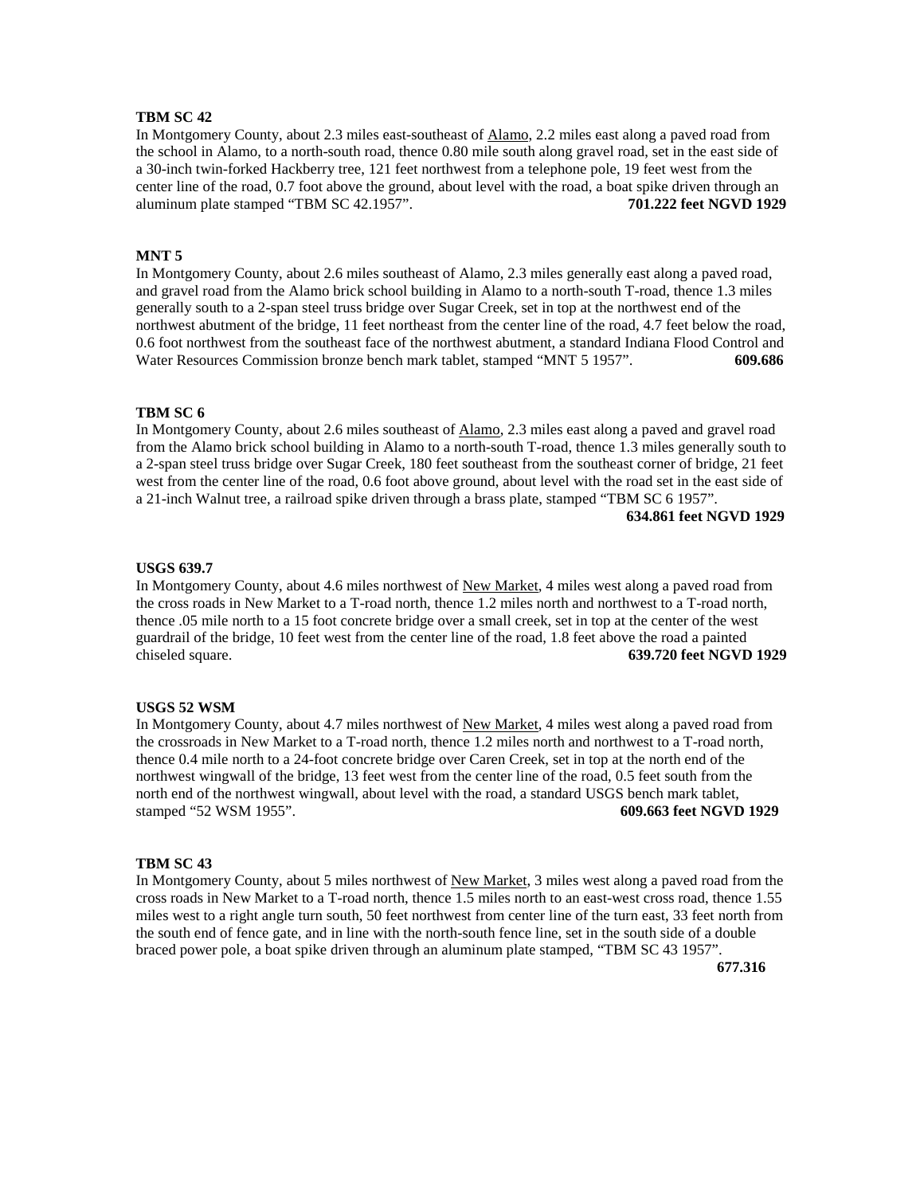**TBM SC 42**

In Montgomery County, about 2.3 miles east-southeast of Alamo, 2.2 miles east along a paved road from the school in Alamo, to a north-south road, thence 0.80 mile south along gravel road, set in the east side of a 30-inch twin-forked Hackberry tree, 121 feet northwest from a telephone pole, 19 feet west from the center line of the road, 0.7 foot above the ground, about level with the road, a boat spike driven through an aluminum plate stamped "TBM SC 42.1957". **701.222 feet NGVD 1929**

**MNT 5**

In Montgomery County, about 2.6 miles southeast of Alamo, 2.3 miles generally east along a paved road, and gravel road from the Alamo brick school building in Alamo to a north-south T-road, thence 1.3 miles generally south to a 2-span steel truss bridge over Sugar Creek, set in top at the northwest end of the northwest abutment of the bridge, 11 feet northeast from the center line of the road, 4.7 feet below the road, 0.6 foot northwest from the southeast face of the northwest abutment, a standard Indiana Flood Control and Water Resources Commission bronze bench mark tablet, stamped "MNT 5 1957". **609.686**

**TBM SC 6**

In Montgomery County, about 2.6 miles southeast of Alamo, 2.3 miles east along a paved and gravel road from the Alamo brick school building in Alamo to a north-south T-road, thence 1.3 miles generally south to a 2-span steel truss bridge over Sugar Creek, 180 feet southeast from the southeast corner of bridge, 21 feet west from the center line of the road, 0.6 foot above ground, about level with the road set in the east side of a 21-inch Walnut tree, a railroad spike driven through a brass plate, stamped "TBM SC 6 1957". **634.861 feet NGVD 1929**

**USGS 639.7**

In Montgomery County, about 4.6 miles northwest of New Market, 4 miles west along a paved road from the cross roads in New Market to a T-road north, thence 1.2 miles north and northwest to a T-road north, thence .05 mile north to a 15 foot concrete bridge over a small creek, set in top at the center of the west guardrail of the bridge, 10 feet west from the center line of the road, 1.8 feet above the road a painted chiseled square. **639.720 feet NGVD 1929**

**USGS 52 WSM**

In Montgomery County, about 4.7 miles northwest of New Market, 4 miles west along a paved road from the crossroads in New Market to a T-road north, thence 1.2 miles north and northwest to a T-road north, thence 0.4 mile north to a 24-foot concrete bridge over Caren Creek, set in top at the north end of the northwest wingwall of the bridge, 13 feet west from the center line of the road, 0.5 feet south from the north end of the northwest wingwall, about level with the road, a standard USGS bench mark tablet, stamped "52 WSM 1955". **609.663 feet NGVD 1929**

**TBM SC 43**

In Montgomery County, about 5 miles northwest of New Market, 3 miles west along a paved road from the cross roads in New Market to a T-road north, thence 1.5 miles north to an east-west cross road, thence 1.55 miles west to a right angle turn south, 50 feet northwest from center line of the turn east, 33 feet north from the south end of fence gate, and in line with the north-south fence line, set in the south side of a double braced power pole, a boat spike driven through an aluminum plate stamped, "TBM SC 43 1957". **677.316**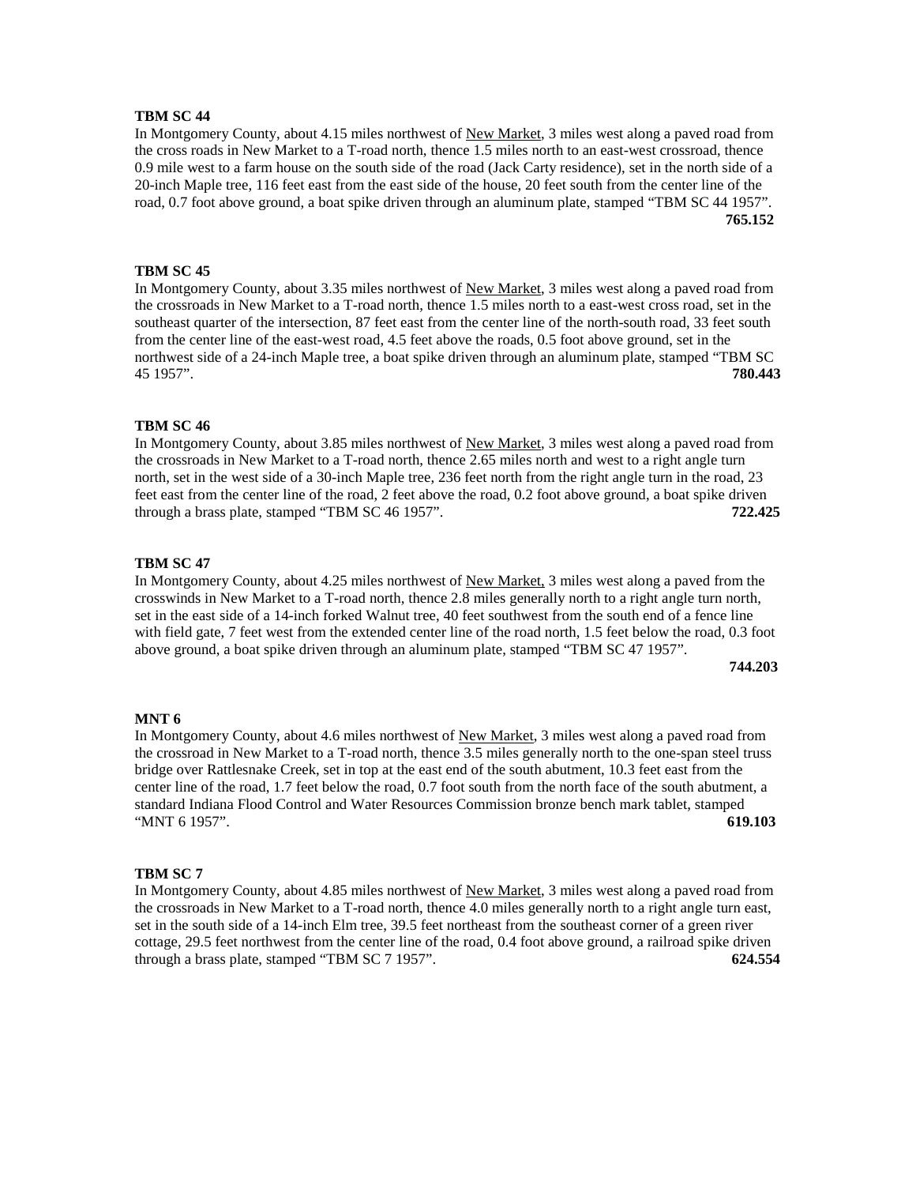**TBM SC 44**

In Montgomery County, about 4.15 miles northwest of New Market, 3 miles west along a paved road from the cross roads in New Market to a T-road north, thence 1.5 miles north to an east-west crossroad, thence 0.9 mile west to a farm house on the south side of the road (Jack Carty residence), set in the north side of a 20-inch Maple tree, 116 feet east from the east side of the house, 20 feet south from the center line of the road, 0.7 foot above ground, a boat spike driven through an aluminum plate, stamped "TBM SC 44 1957". **765.152**

**TBM SC 45**

In Montgomery County, about 3.35 miles northwest of New Market, 3 miles west along a paved road from the crossroads in New Market to a T-road north, thence 1.5 miles north to a east-west cross road, set in the southeast quarter of the intersection, 87 feet east from the center line of the north-south road, 33 feet south from the center line of the east-west road, 4.5 feet above the roads, 0.5 foot above ground, set in the northwest side of a 24-inch Maple tree, a boat spike driven through an aluminum plate, stamped "TBM SC 45 1957". **780.443**

**TBM SC 46**

In Montgomery County, about 3.85 miles northwest of New Market, 3 miles west along a paved road from the crossroads in New Market to a T-road north, thence 2.65 miles north and west to a right angle turn north, set in the west side of a 30-inch Maple tree, 236 feet north from the right angle turn in the road, 23 feet east from the center line of the road, 2 feet above the road, 0.2 foot above ground, a boat spike driven through a brass plate, stamped "TBM SC 46 1957". **722.425**

**TBM SC 47**

In Montgomery County, about 4.25 miles northwest of New Market, 3 miles west along a paved from the crosswinds in New Market to a T-road north, thence 2.8 miles generally north to a right angle turn north, set in the east side of a 14-inch forked Walnut tree, 40 feet southwest from the south end of a fence line with field gate, 7 feet west from the extended center line of the road north, 1.5 feet below the road, 0.3 foot above ground, a boat spike driven through an aluminum plate, stamped "TBM SC 47 1957". **744.203**

**MNT 6**

In Montgomery County, about 4.6 miles northwest of New Market, 3 miles west along a paved road from the crossroad in New Market to a T-road north, thence 3.5 miles generally north to the one-span steel truss bridge over Rattlesnake Creek, set in top at the east end of the south abutment, 10.3 feet east from the center line of the road, 1.7 feet below the road, 0.7 foot south from the north face of the south abutment, a standard Indiana Flood Control and Water Resources Commission bronze bench mark tablet, stamped "MNT 6 1957". **619.103**

**TBM SC 7**

In Montgomery County, about 4.85 miles northwest of New Market, 3 miles west along a paved road from the crossroads in New Market to a T-road north, thence 4.0 miles generally north to a right angle turn east, set in the south side of a 14-inch Elm tree, 39.5 feet northeast from the southeast corner of a green river cottage, 29.5 feet northwest from the center line of the road, 0.4 foot above ground, a railroad spike driven through a brass plate, stamped "TBM SC 7 1957". **624.554**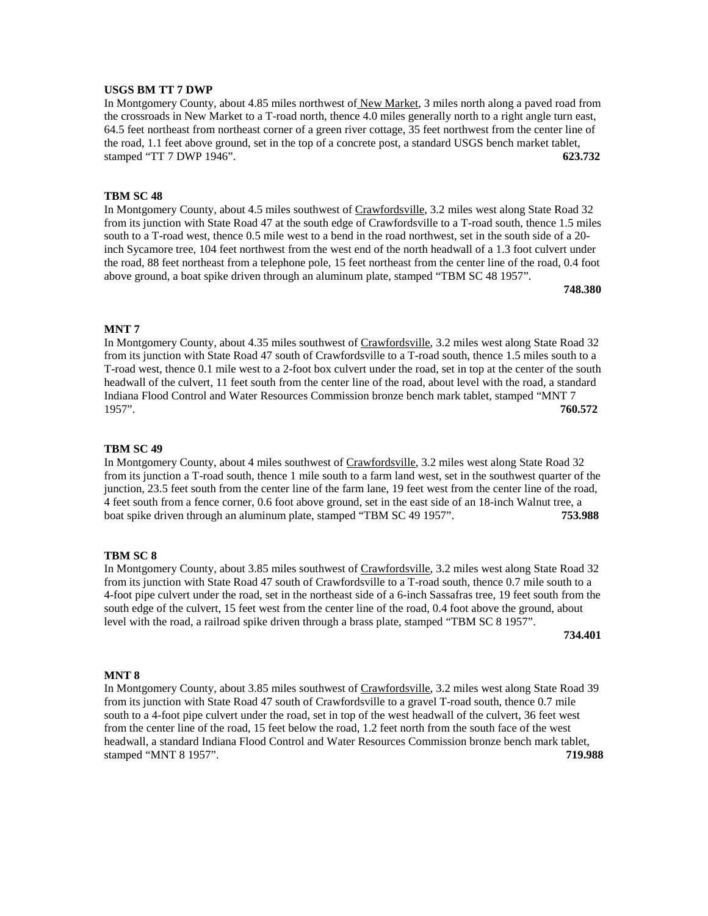**USGS BM TT 7 DWP**

In Montgomery County, about 4.85 miles northwest of New Market, 3 miles north along a paved road from the crossroads in New Market to a T-road north, thence 4.0 miles generally north to a right angle turn east, 64.5 feet northeast from northeast corner of a green river cottage, 35 feet northwest from the center line of the road, 1.1 feet above ground, set in the top of a concrete post, a standard USGS bench market tablet, stamped "TT 7 DWP 1946". **623.732**

**TBM SC 48**

In Montgomery County, about 4.5 miles southwest of Crawfordsville, 3.2 miles west along State Road 32 from its junction with State Road 47 at the south edge of Crawfordsville to a T-road south, thence 1.5 miles south to a T-road west, thence 0.5 mile west to a bend in the road northwest, set in the south side of a 20-inch Sycamore tree, 104 feet northwest from the west end of the north headwall of a 1.3 foot culvert under the road, 88 feet northeast from a telephone pole, 15 feet northeast from the center line of the road, 0.4 foot above ground, a boat spike driven through an aluminum plate, stamped "TBM SC 48 1957". **748.380**

**MNT 7**

In Montgomery County, about 4.35 miles southwest of Crawfordsville, 3.2 miles west along State Road 32 from its junction with State Road 47 south of Crawfordsville to a T-road south, thence 1.5 miles south to a T-road west, thence 0.1 mile west to a 2-foot box culvert under the road, set in top at the center of the south headwall of the culvert, 11 feet south from the center line of the road, about level with the road, a standard Indiana Flood Control and Water Resources Commission bronze bench mark tablet, stamped "MNT 7 1957". **760.572**

**TBM SC 49**

In Montgomery County, about 4 miles southwest of Crawfordsville, 3.2 miles west along State Road 32 from its junction a T-road south, thence 1 mile south to a farm land west, set in the southwest quarter of the junction, 23.5 feet south from the center line of the farm lane, 19 feet west from the center line of the road, 4 feet south from a fence corner, 0.6 foot above ground, set in the east side of an 18-inch Walnut tree, a boat spike driven through an aluminum plate, stamped "TBM SC 49 1957". **753.988**

**TBM SC 8**

In Montgomery County, about 3.85 miles southwest of Crawfordsville, 3.2 miles west along State Road 32 from its junction with State Road 47 south of Crawfordsville to a T-road south, thence 0.7 mile south to a 4-foot pipe culvert under the road, set in the northeast side of a 6-inch Sassafras tree, 19 feet south from the south edge of the culvert, 15 feet west from the center line of the road, 0.4 foot above the ground, about level with the road, a railroad spike driven through a brass plate, stamped "TBM SC 8 1957". **734.401**

**MNT 8**

In Montgomery County, about 3.85 miles southwest of Crawfordsville, 3.2 miles west along State Road 39 from its junction with State Road 47 south of Crawfordsville to a gravel T-road south, thence 0.7 mile south to a 4-foot pipe culvert under the road, set in top of the west headwall of the culvert, 36 feet west from the center line of the road, 15 feet below the road, 1.2 feet north from the south face of the west headwall, a standard Indiana Flood Control and Water Resources Commission bronze bench mark tablet, stamped "MNT 8 1957". **719.988**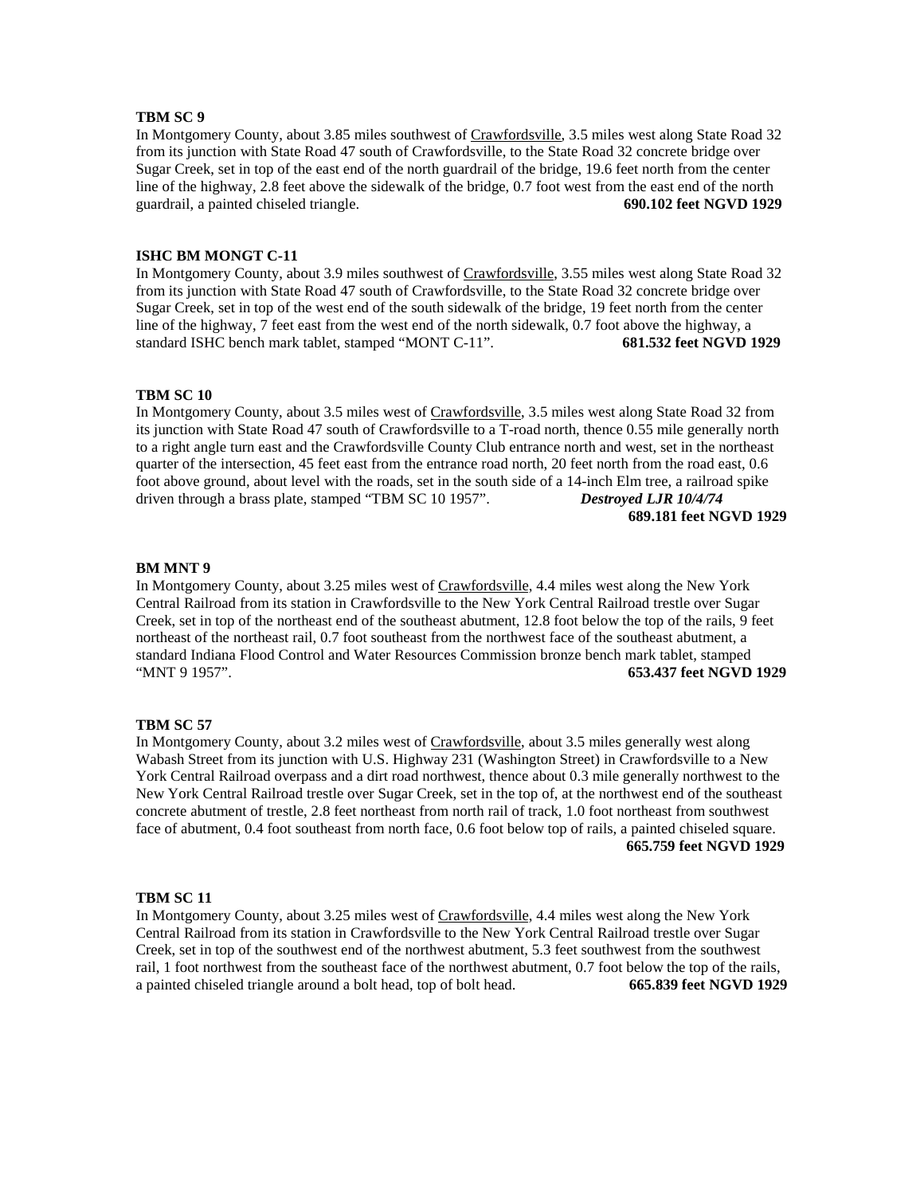**TBM SC 9**

In Montgomery County, about 3.85 miles southwest of Crawfordsville, 3.5 miles west along State Road 32 from its junction with State Road 47 south of Crawfordsville, to the State Road 32 concrete bridge over Sugar Creek, set in top of the east end of the north guardrail of the bridge, 19.6 feet north from the center line of the highway, 2.8 feet above the sidewalk of the bridge, 0.7 foot west from the east end of the north guardrail, a painted chiseled triangle. **690.102 feet NGVD 1929**

**ISHC BM MONGT C-11**

In Montgomery County, about 3.9 miles southwest of Crawfordsville, 3.55 miles west along State Road 32 from its junction with State Road 47 south of Crawfordsville, to the State Road 32 concrete bridge over Sugar Creek, set in top of the west end of the south sidewalk of the bridge, 19 feet north from the center line of the highway, 7 feet east from the west end of the north sidewalk, 0.7 foot above the highway, a standard ISHC bench mark tablet, stamped "MONT C-11". **681.532 feet NGVD 1929**

**TBM SC 10**

In Montgomery County, about 3.5 miles west of Crawfordsville, 3.5 miles west along State Road 32 from its junction with State Road 47 south of Crawfordsville to a T-road north, thence 0.55 mile generally north to a right angle turn east and the Crawfordsville County Club entrance north and west, set in the northeast quarter of the intersection, 45 feet east from the entrance road north, 20 feet north from the road east, 0.6 foot above ground, about level with the roads, set in the south side of a 14-inch Elm tree, a railroad spike driven through a brass plate, stamped "TBM SC 10 1957". ***Destroyed LJR 10/4/74***
**689.181 feet NGVD 1929**

**BM MNT 9**

In Montgomery County, about 3.25 miles west of Crawfordsville, 4.4 miles west along the New York Central Railroad from its station in Crawfordsville to the New York Central Railroad trestle over Sugar Creek, set in top of the northeast end of the southeast abutment, 12.8 foot below the top of the rails, 9 feet northeast of the northeast rail, 0.7 foot southeast from the northwest face of the southeast abutment, a standard Indiana Flood Control and Water Resources Commission bronze bench mark tablet, stamped "MNT 9 1957". **653.437 feet NGVD 1929**

**TBM SC 57**

In Montgomery County, about 3.2 miles west of Crawfordsville, about 3.5 miles generally west along Wabash Street from its junction with U.S. Highway 231 (Washington Street) in Crawfordsville to a New York Central Railroad overpass and a dirt road northwest, thence about 0.3 mile generally northwest to the New York Central Railroad trestle over Sugar Creek, set in the top of, at the northwest end of the southeast concrete abutment of trestle, 2.8 feet northeast from north rail of track, 1.0 foot northeast from southwest face of abutment, 0.4 foot southeast from north face, 0.6 foot below top of rails, a painted chiseled square.
**665.759 feet NGVD 1929**

**TBM SC 11**

In Montgomery County, about 3.25 miles west of Crawfordsville, 4.4 miles west along the New York Central Railroad from its station in Crawfordsville to the New York Central Railroad trestle over Sugar Creek, set in top of the southwest end of the northwest abutment, 5.3 feet southwest from the southwest rail, 1 foot northwest from the southeast face of the northwest abutment, 0.7 foot below the top of the rails, a painted chiseled triangle around a bolt head, top of bolt head. **665.839 feet NGVD 1929**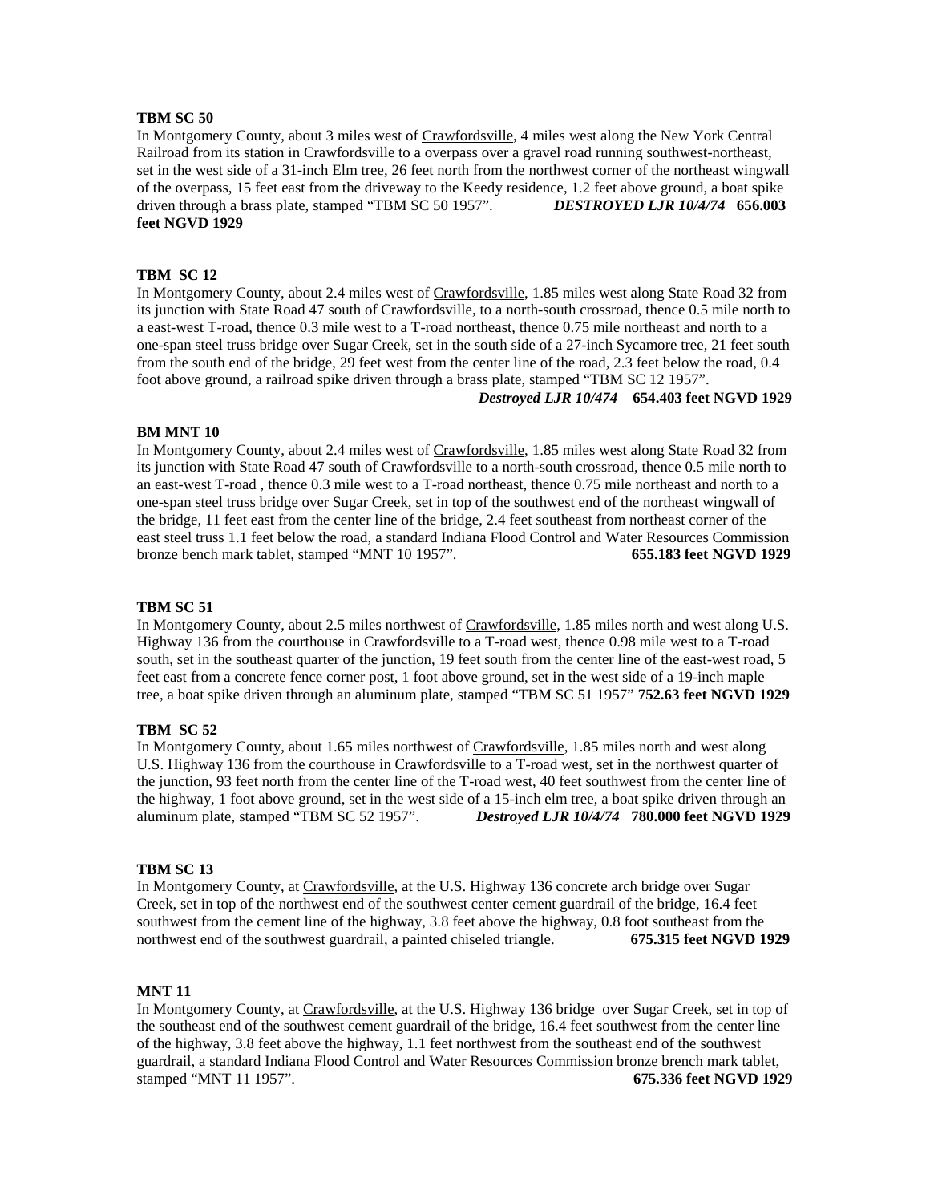**TBM SC 50**

In Montgomery County, about 3 miles west of Crawfordsville, 4 miles west along the New York Central Railroad from its station in Crawfordsville to a overpass over a gravel road running southwest-northeast, set in the west side of a 31-inch Elm tree, 26 feet north from the northwest corner of the northeast wingwall of the overpass, 15 feet east from the driveway to the Keedy residence, 1.2 feet above ground, a boat spike driven through a brass plate, stamped "TBM SC 50 1957". ***DESTROYED LJR 10/4/74*** **656.003 feet NGVD 1929**

**TBM SC 12**

In Montgomery County, about 2.4 miles west of Crawfordsville, 1.85 miles west along State Road 32 from its junction with State Road 47 south of Crawfordsville, to a north-south crossroad, thence 0.5 mile north to a east-west T-road, thence 0.3 mile west to a T-road northeast, thence 0.75 mile northeast and north to a one-span steel truss bridge over Sugar Creek, set in the south side of a 27-inch Sycamore tree, 21 feet south from the south end of the bridge, 29 feet west from the center line of the road, 2.3 feet below the road, 0.4 foot above ground, a railroad spike driven through a brass plate, stamped "TBM SC 12 1957". ***Destroyed LJR 10/474*** **654.403 feet NGVD 1929**

**BM MNT 10**

In Montgomery County, about 2.4 miles west of Crawfordsville, 1.85 miles west along State Road 32 from its junction with State Road 47 south of Crawfordsville to a north-south crossroad, thence 0.5 mile north to an east-west T-road , thence 0.3 mile west to a T-road northeast, thence 0.75 mile northeast and north to a one-span steel truss bridge over Sugar Creek, set in top of the southwest end of the northeast wingwall of the bridge, 11 feet east from the center line of the bridge, 2.4 feet southeast from northeast corner of the east steel truss 1.1 feet below the road, a standard Indiana Flood Control and Water Resources Commission bronze bench mark tablet, stamped "MNT 10 1957". **655.183 feet NGVD 1929**

**TBM SC 51**

In Montgomery County, about 2.5 miles northwest of Crawfordsville, 1.85 miles north and west along U.S. Highway 136 from the courthouse in Crawfordsville to a T-road west, thence 0.98 mile west to a T-road south, set in the southeast quarter of the junction, 19 feet south from the center line of the east-west road, 5 feet east from a concrete fence corner post, 1 foot above ground, set in the west side of a 19-inch maple tree, a boat spike driven through an aluminum plate, stamped "TBM SC 51 1957" **752.63 feet NGVD 1929**

**TBM SC 52**

In Montgomery County, about 1.65 miles northwest of Crawfordsville, 1.85 miles north and west along U.S. Highway 136 from the courthouse in Crawfordsville to a T-road west, set in the northwest quarter of the junction, 93 feet north from the center line of the T-road west, 40 feet southwest from the center line of the highway, 1 foot above ground, set in the west side of a 15-inch elm tree, a boat spike driven through an aluminum plate, stamped "TBM SC 52 1957". ***Destroyed LJR 10/4/74*** **780.000 feet NGVD 1929**

**TBM SC 13**

In Montgomery County, at Crawfordsville, at the U.S. Highway 136 concrete arch bridge over Sugar Creek, set in top of the northwest end of the southwest center cement guardrail of the bridge, 16.4 feet southwest from the cement line of the highway, 3.8 feet above the highway, 0.8 foot southeast from the northwest end of the southwest guardrail, a painted chiseled triangle. **675.315 feet NGVD 1929**

**MNT 11**

In Montgomery County, at Crawfordsville, at the U.S. Highway 136 bridge over Sugar Creek, set in top of the southeast end of the southwest cement guardrail of the bridge, 16.4 feet southwest from the center line of the highway, 3.8 feet above the highway, 1.1 feet northwest from the southeast end of the southwest guardrail, a standard Indiana Flood Control and Water Resources Commission bronze brench mark tablet, stamped "MNT 11 1957". **675.336 feet NGVD 1929**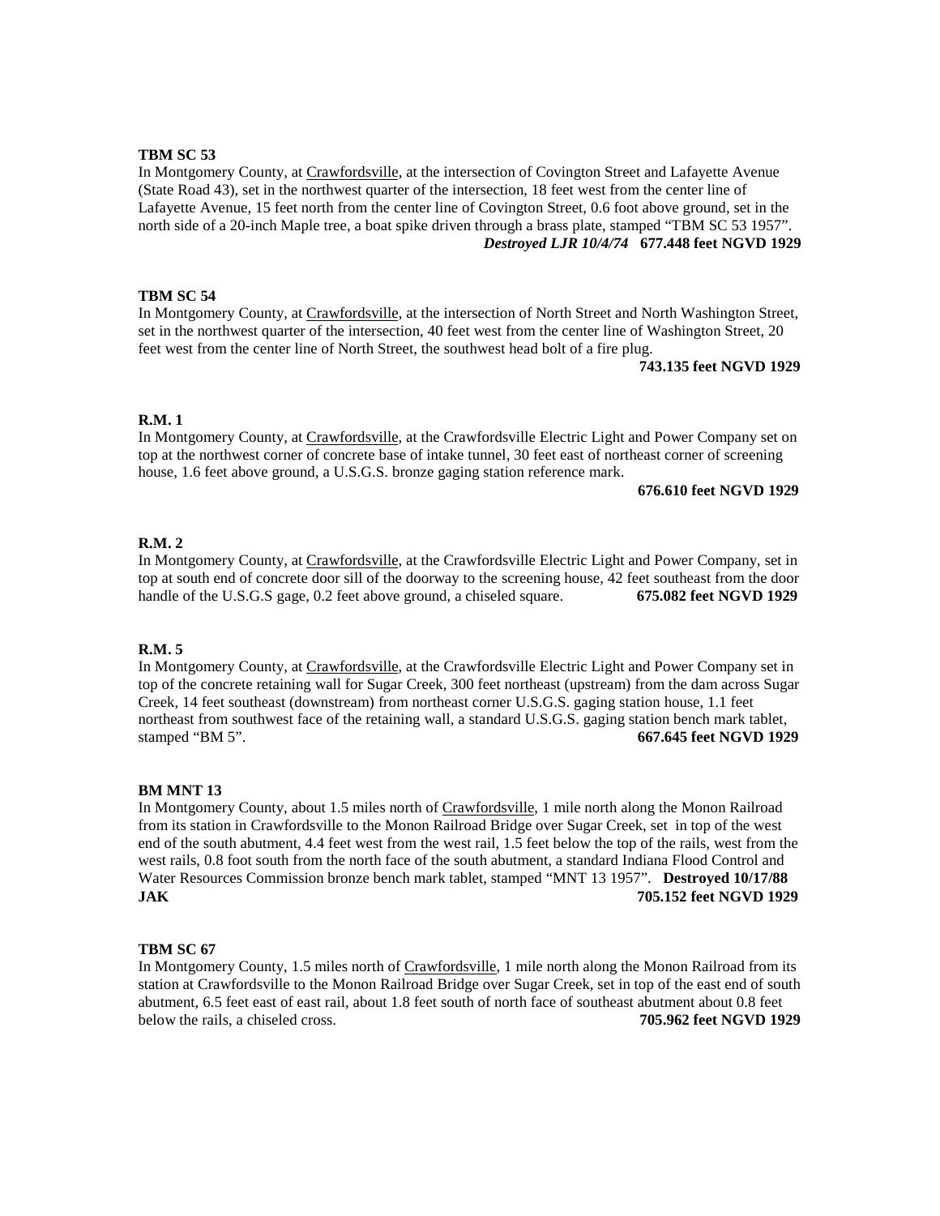**TBM SC 53**

In Montgomery County, at Crawfordsville, at the intersection of Covington Street and Lafayette Avenue (State Road 43), set in the northwest quarter of the intersection, 18 feet west from the center line of Lafayette Avenue, 15 feet north from the center line of Covington Street, 0.6 foot above ground, set in the north side of a 20-inch Maple tree, a boat spike driven through a brass plate, stamped "TBM SC 53 1957". ***Destroyed LJR 10/4/74*** **677.448 feet NGVD 1929**

**TBM SC 54**

In Montgomery County, at Crawfordsville, at the intersection of North Street and North Washington Street, set in the northwest quarter of the intersection, 40 feet west from the center line of Washington Street, 20 feet west from the center line of North Street, the southwest head bolt of a fire plug.

**743.135 feet NGVD 1929**

**R.M. 1**

In Montgomery County, at Crawfordsville, at the Crawfordsville Electric Light and Power Company set on top at the northwest corner of concrete base of intake tunnel, 30 feet east of northeast corner of screening house, 1.6 feet above ground, a U.S.G.S. bronze gaging station reference mark.

**676.610 feet NGVD 1929**

**R.M. 2**

In Montgomery County, at Crawfordsville, at the Crawfordsville Electric Light and Power Company, set in top at south end of concrete door sill of the doorway to the screening house, 42 feet southeast from the door handle of the U.S.G.S gage, 0.2 feet above ground, a chiseled square. **675.082 feet NGVD 1929**

**R.M. 5**

In Montgomery County, at Crawfordsville, at the Crawfordsville Electric Light and Power Company set in top of the concrete retaining wall for Sugar Creek, 300 feet northeast (upstream) from the dam across Sugar Creek, 14 feet southeast (downstream) from northeast corner U.S.G.S. gaging station house, 1.1 feet northeast from southwest face of the retaining wall, a standard U.S.G.S. gaging station bench mark tablet, stamped "BM 5". **667.645 feet NGVD 1929**

**BM MNT 13**

In Montgomery County, about 1.5 miles north of Crawfordsville, 1 mile north along the Monon Railroad from its station in Crawfordsville to the Monon Railroad Bridge over Sugar Creek, set in top of the west end of the south abutment, 4.4 feet west from the west rail, 1.5 feet below the top of the rails, west from the west rails, 0.8 foot south from the north face of the south abutment, a standard Indiana Flood Control and Water Resources Commission bronze bench mark tablet, stamped "MNT 13 1957". **Destroyed 10/17/88 JAK** **705.152 feet NGVD 1929**

**TBM SC 67**

In Montgomery County, 1.5 miles north of Crawfordsville, 1 mile north along the Monon Railroad from its station at Crawfordsville to the Monon Railroad Bridge over Sugar Creek, set in top of the east end of south abutment, 6.5 feet east of east rail, about 1.8 feet south of north face of southeast abutment about 0.8 feet below the rails, a chiseled cross. **705.962 feet NGVD 1929**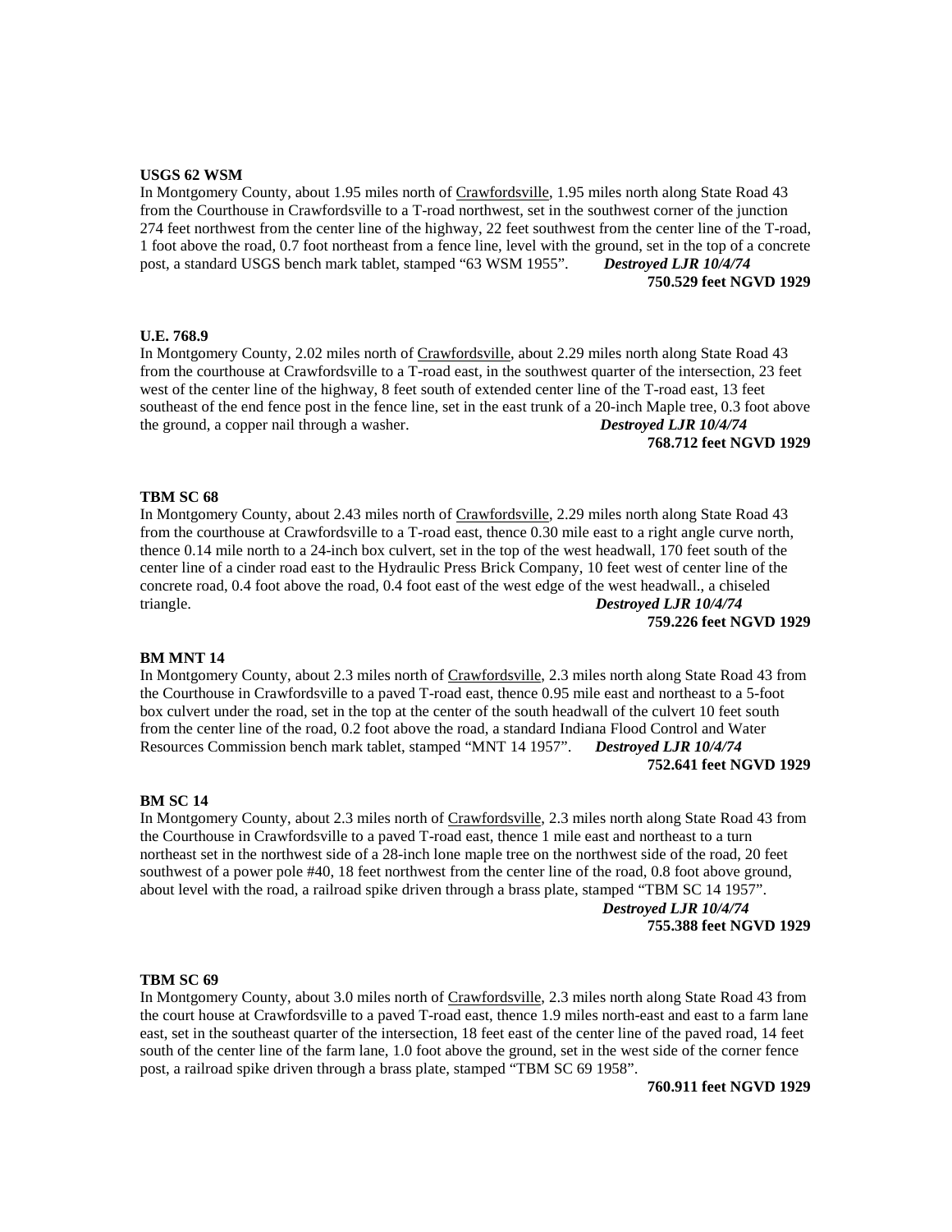**USGS 62 WSM**

In Montgomery County, about 1.95 miles north of Crawfordsville, 1.95 miles north along State Road 43 from the Courthouse in Crawfordsville to a T-road northwest, set in the southwest corner of the junction 274 feet northwest from the center line of the highway, 22 feet southwest from the center line of the T-road, 1 foot above the road, 0.7 foot northeast from a fence line, level with the ground, set in the top of a concrete post, a standard USGS bench mark tablet, stamped "63 WSM 1955". ***Destroyed LJR 10/4/74***

**750.529 feet NGVD 1929**

**U.E. 768.9**

In Montgomery County, 2.02 miles north of Crawfordsville, about 2.29 miles north along State Road 43 from the courthouse at Crawfordsville to a T-road east, in the southwest quarter of the intersection, 23 feet west of the center line of the highway, 8 feet south of extended center line of the T-road east, 13 feet southeast of the end fence post in the fence line, set in the east trunk of a 20-inch Maple tree, 0.3 foot above the ground, a copper nail through a washer. ***Destroyed LJR 10/4/74***

**768.712 feet NGVD 1929**

**TBM SC 68**

In Montgomery County, about 2.43 miles north of Crawfordsville, 2.29 miles north along State Road 43 from the courthouse at Crawfordsville to a T-road east, thence 0.30 mile east to a right angle curve north, thence 0.14 mile north to a 24-inch box culvert, set in the top of the west headwall, 170 feet south of the center line of a cinder road east to the Hydraulic Press Brick Company, 10 feet west of center line of the concrete road, 0.4 foot above the road, 0.4 foot east of the west edge of the west headwall., a chiseled triangle. ***Destroyed LJR 10/4/74***

**759.226 feet NGVD 1929**

**BM MNT 14**

In Montgomery County, about 2.3 miles north of Crawfordsville, 2.3 miles north along State Road 43 from the Courthouse in Crawfordsville to a paved T-road east, thence 0.95 mile east and northeast to a 5-foot box culvert under the road, set in the top at the center of the south headwall of the culvert 10 feet south from the center line of the road, 0.2 foot above the road, a standard Indiana Flood Control and Water Resources Commission bench mark tablet, stamped "MNT 14 1957". ***Destroyed LJR 10/4/74***

**752.641 feet NGVD 1929**

**BM SC 14**

In Montgomery County, about 2.3 miles north of Crawfordsville, 2.3 miles north along State Road 43 from the Courthouse in Crawfordsville to a paved T-road east, thence 1 mile east and northeast to a turn northeast set in the northwest side of a 28-inch lone maple tree on the northwest side of the road, 20 feet southwest of a power pole #40, 18 feet northwest from the center line of the road, 0.8 foot above ground, about level with the road, a railroad spike driven through a brass plate, stamped "TBM SC 14 1957". ***Destroyed LJR 10/4/74***

**755.388 feet NGVD 1929**

**TBM SC 69**

In Montgomery County, about 3.0 miles north of Crawfordsville, 2.3 miles north along State Road 43 from the court house at Crawfordsville to a paved T-road east, thence 1.9 miles north-east and east to a farm lane east, set in the southeast quarter of the intersection, 18 feet east of the center line of the paved road, 14 feet south of the center line of the farm lane, 1.0 foot above the ground, set in the west side of the corner fence post, a railroad spike driven through a brass plate, stamped "TBM SC 69 1958".

**760.911 feet NGVD 1929**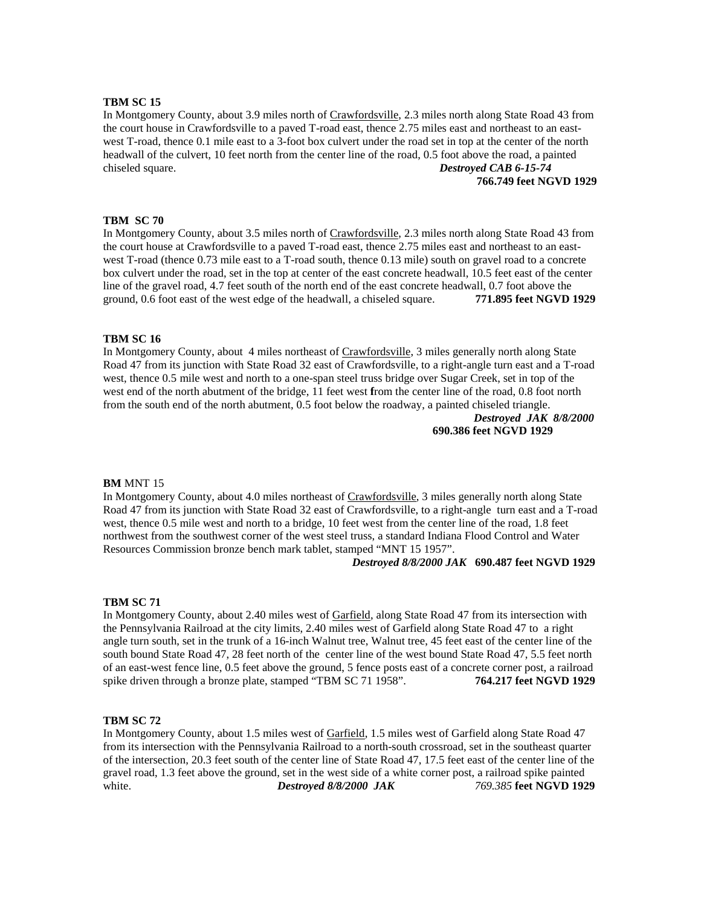**TBM SC 15**

In Montgomery County, about 3.9 miles north of Crawfordsville, 2.3 miles north along State Road 43 from the court house in Crawfordsville to a paved T-road east, thence 2.75 miles east and northeast to an east-west T-road, thence 0.1 mile east to a 3-foot box culvert under the road set in top at the center of the north headwall of the culvert, 10 feet north from the center line of the road, 0.5 foot above the road, a painted chiseled square. ***Destroyed CAB 6-15-74***

**766.749 feet NGVD 1929**

**TBM SC 70**

In Montgomery County, about 3.5 miles north of Crawfordsville, 2.3 miles north along State Road 43 from the court house at Crawfordsville to a paved T-road east, thence 2.75 miles east and northeast to an east-west T-road (thence 0.73 mile east to a T-road south, thence 0.13 mile) south on gravel road to a concrete box culvert under the road, set in the top at center of the east concrete headwall, 10.5 feet east of the center line of the gravel road, 4.7 feet south of the north end of the east concrete headwall, 0.7 foot above the ground, 0.6 foot east of the west edge of the headwall, a chiseled square. **771.895 feet NGVD 1929**

**TBM SC 16**

In Montgomery County, about 4 miles northeast of Crawfordsville, 3 miles generally north along State Road 47 from its junction with State Road 32 east of Crawfordsville, to a right-angle turn east and a T-road west, thence 0.5 mile west and north to a one-span steel truss bridge over Sugar Creek, set in top of the west end of the north abutment of the bridge, 11 feet west from the center line of the road, 0.8 foot north from the south end of the north abutment, 0.5 foot below the roadway, a painted chiseled triangle.

***Destroyed JAK 8/8/2000***

**690.386 feet NGVD 1929**

**BM** MNT 15

In Montgomery County, about 4.0 miles northeast of Crawfordsville, 3 miles generally north along State Road 47 from its junction with State Road 32 east of Crawfordsville, to a right-angle turn east and a T-road west, thence 0.5 mile west and north to a bridge, 10 feet west from the center line of the road, 1.8 feet northwest from the southwest corner of the west steel truss, a standard Indiana Flood Control and Water Resources Commission bronze bench mark tablet, stamped "MNT 15 1957".

***Destroyed 8/8/2000 JAK*** **690.487 feet NGVD 1929**

**TBM SC 71**

In Montgomery County, about 2.40 miles west of Garfield, along State Road 47 from its intersection with the Pennsylvania Railroad at the city limits, 2.40 miles west of Garfield along State Road 47 to a right angle turn south, set in the trunk of a 16-inch Walnut tree, Walnut tree, 45 feet east of the center line of the south bound State Road 47, 28 feet north of the center line of the west bound State Road 47, 5.5 feet north of an east-west fence line, 0.5 feet above the ground, 5 fence posts east of a concrete corner post, a railroad spike driven through a bronze plate, stamped "TBM SC 71 1958". **764.217 feet NGVD 1929**

**TBM SC 72**

In Montgomery County, about 1.5 miles west of Garfield, 1.5 miles west of Garfield along State Road 47 from its intersection with the Pennsylvania Railroad to a north-south crossroad, set in the southeast quarter of the intersection, 20.3 feet south of the center line of State Road 47, 17.5 feet east of the center line of the gravel road, 1.3 feet above the ground, set in the west side of a white corner post, a railroad spike painted white. ***Destroyed 8/8/2000 JAK*** *769.385* **feet NGVD 1929**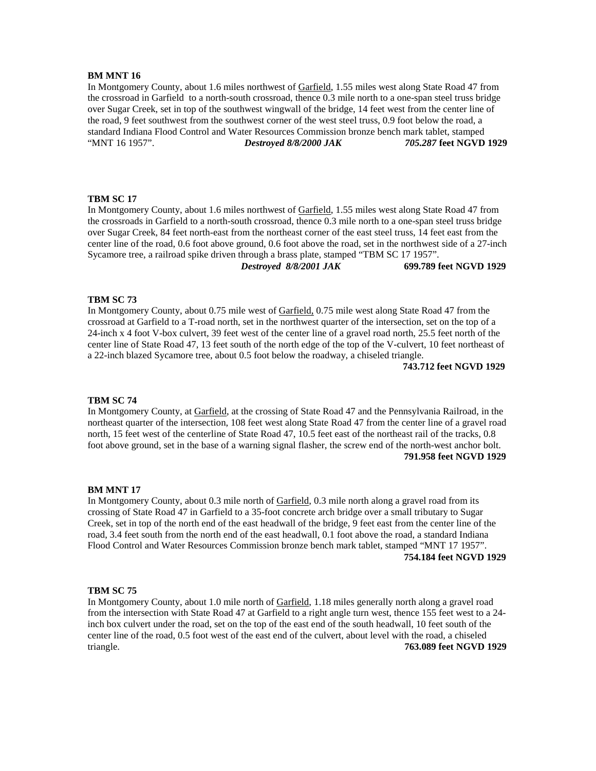**BM MNT 16**

In Montgomery County, about 1.6 miles northwest of Garfield, 1.55 miles west along State Road 47 from the crossroad in Garfield to a north-south crossroad, thence 0.3 mile north to a one-span steel truss bridge over Sugar Creek, set in top of the southwest wingwall of the bridge, 14 feet west from the center line of the road, 9 feet southwest from the southwest corner of the west steel truss, 0.9 foot below the road, a standard Indiana Flood Control and Water Resources Commission bronze bench mark tablet, stamped "MNT 16 1957". ***Destroyed 8/8/2000 JAK*** ***705.287*** **feet NGVD 1929**

**TBM SC 17**

In Montgomery County, about 1.6 miles northwest of Garfield, 1.55 miles west along State Road 47 from the crossroads in Garfield to a north-south crossroad, thence 0.3 mile north to a one-span steel truss bridge over Sugar Creek, 84 feet north-east from the northeast corner of the east steel truss, 14 feet east from the center line of the road, 0.6 foot above ground, 0.6 foot above the road, set in the northwest side of a 27-inch Sycamore tree, a railroad spike driven through a brass plate, stamped "TBM SC 17 1957".

***Destroyed 8/8/2001 JAK*** **699.789 feet NGVD 1929**

**TBM SC 73**

In Montgomery County, about 0.75 mile west of Garfield, 0.75 mile west along State Road 47 from the crossroad at Garfield to a T-road north, set in the northwest quarter of the intersection, set on the top of a 24-inch x 4 foot V-box culvert, 39 feet west of the center line of a gravel road north, 25.5 feet north of the center line of State Road 47, 13 feet south of the north edge of the top of the V-culvert, 10 feet northeast of a 22-inch blazed Sycamore tree, about 0.5 foot below the roadway, a chiseled triangle.

**743.712 feet NGVD 1929**

**TBM SC 74**

In Montgomery County, at Garfield, at the crossing of State Road 47 and the Pennsylvania Railroad, in the northeast quarter of the intersection, 108 feet west along State Road 47 from the center line of a gravel road north, 15 feet west of the centerline of State Road 47, 10.5 feet east of the northeast rail of the tracks, 0.8 foot above ground, set in the base of a warning signal flasher, the screw end of the north-west anchor bolt.

**791.958 feet NGVD 1929**

**BM MNT 17**

In Montgomery County, about 0.3 mile north of Garfield, 0.3 mile north along a gravel road from its crossing of State Road 47 in Garfield to a 35-foot concrete arch bridge over a small tributary to Sugar Creek, set in top of the north end of the east headwall of the bridge, 9 feet east from the center line of the road, 3.4 feet south from the north end of the east headwall, 0.1 foot above the road, a standard Indiana Flood Control and Water Resources Commission bronze bench mark tablet, stamped "MNT 17 1957".

**754.184 feet NGVD 1929**

**TBM SC 75**

In Montgomery County, about 1.0 mile north of Garfield, 1.18 miles generally north along a gravel road from the intersection with State Road 47 at Garfield to a right angle turn west, thence 155 feet west to a 24-inch box culvert under the road, set on the top of the east end of the south headwall, 10 feet south of the center line of the road, 0.5 foot west of the east end of the culvert, about level with the road, a chiseled triangle. **763.089 feet NGVD 1929**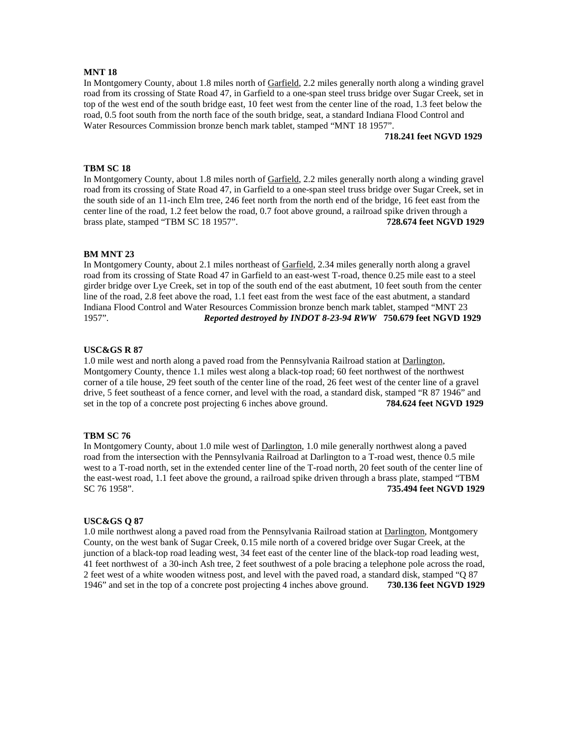**MNT 18**

In Montgomery County, about 1.8 miles north of Garfield, 2.2 miles generally north along a winding gravel road from its crossing of State Road 47, in Garfield to a one-span steel truss bridge over Sugar Creek, set in top of the west end of the south bridge east, 10 feet west from the center line of the road, 1.3 feet below the road, 0.5 foot south from the north face of the south bridge, seat, a standard Indiana Flood Control and Water Resources Commission bronze bench mark tablet, stamped "MNT 18 1957".

**718.241 feet NGVD 1929**

**TBM SC 18**

In Montgomery County, about 1.8 miles north of Garfield, 2.2 miles generally north along a winding gravel road from its crossing of State Road 47, in Garfield to a one-span steel truss bridge over Sugar Creek, set in the south side of an 11-inch Elm tree, 246 feet north from the north end of the bridge, 16 feet east from the center line of the road, 1.2 feet below the road, 0.7 foot above ground, a railroad spike driven through a brass plate, stamped "TBM SC 18 1957". **728.674 feet NGVD 1929**

**BM MNT 23**

In Montgomery County, about 2.1 miles northeast of Garfield, 2.34 miles generally north along a gravel road from its crossing of State Road 47 in Garfield to an east-west T-road, thence 0.25 mile east to a steel girder bridge over Lye Creek, set in top of the south end of the east abutment, 10 feet south from the center line of the road, 2.8 feet above the road, 1.1 feet east from the west face of the east abutment, a standard Indiana Flood Control and Water Resources Commission bronze bench mark tablet, stamped "MNT 23 1957". ***Reported destroyed by INDOT 8-23-94 RWW*** **750.679 feet NGVD 1929**

**USC&GS R 87**

1.0 mile west and north along a paved road from the Pennsylvania Railroad station at Darlington, Montgomery County, thence 1.1 miles west along a black-top road; 60 feet northwest of the northwest corner of a tile house, 29 feet south of the center line of the road, 26 feet west of the center line of a gravel drive, 5 feet southeast of a fence corner, and level with the road, a standard disk, stamped "R 87 1946" and set in the top of a concrete post projecting 6 inches above ground. **784.624 feet NGVD 1929**

**TBM SC 76**

In Montgomery County, about 1.0 mile west of Darlington, 1.0 mile generally northwest along a paved road from the intersection with the Pennsylvania Railroad at Darlington to a T-road west, thence 0.5 mile west to a T-road north, set in the extended center line of the T-road north, 20 feet south of the center line of the east-west road, 1.1 feet above the ground, a railroad spike driven through a brass plate, stamped "TBM SC 76 1958". **735.494 feet NGVD 1929**

**USC&GS Q 87**

1.0 mile northwest along a paved road from the Pennsylvania Railroad station at Darlington, Montgomery County, on the west bank of Sugar Creek, 0.15 mile north of a covered bridge over Sugar Creek, at the junction of a black-top road leading west, 34 feet east of the center line of the black-top road leading west, 41 feet northwest of a 30-inch Ash tree, 2 feet southwest of a pole bracing a telephone pole across the road, 2 feet west of a white wooden witness post, and level with the paved road, a standard disk, stamped "Q 87 1946" and set in the top of a concrete post projecting 4 inches above ground. **730.136 feet NGVD 1929**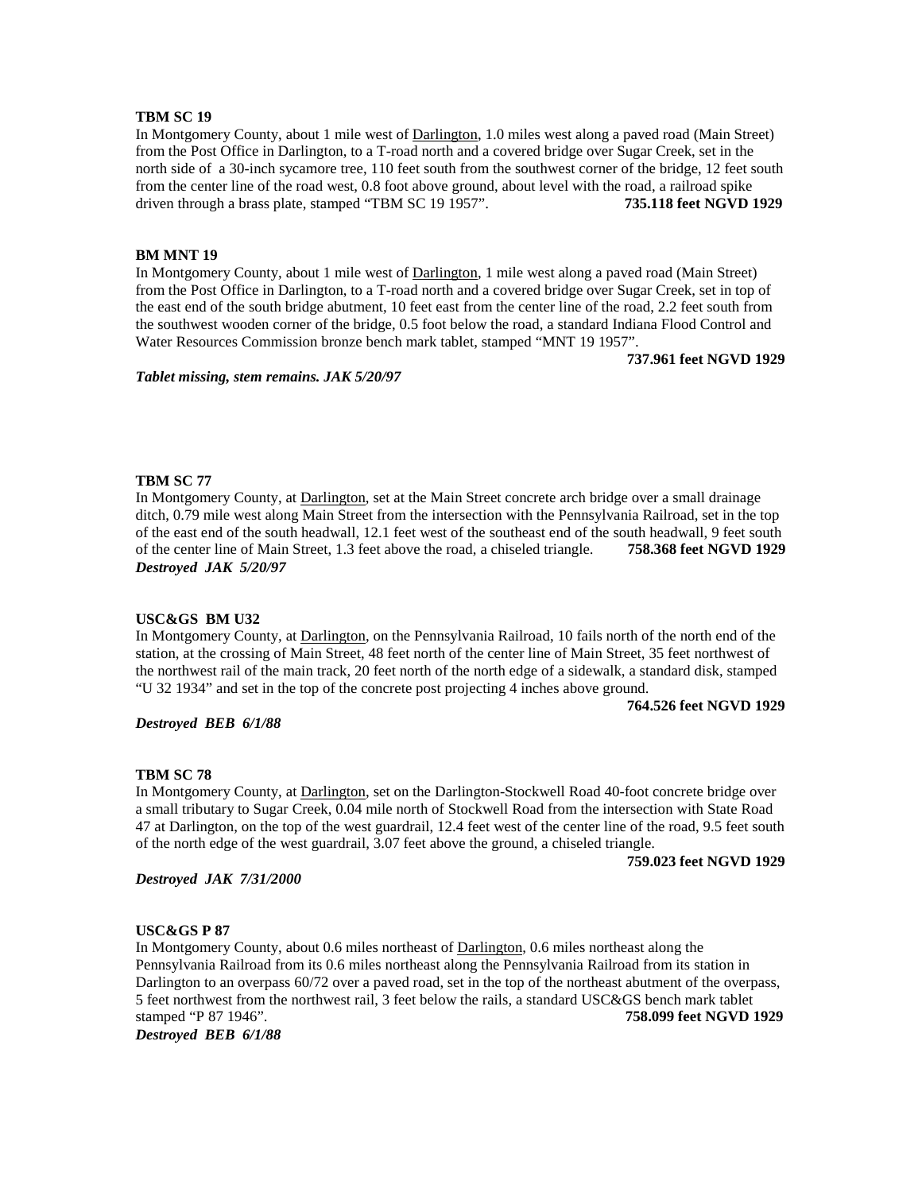**TBM SC 19**

In Montgomery County, about 1 mile west of Darlington, 1.0 miles west along a paved road (Main Street) from the Post Office in Darlington, to a T-road north and a covered bridge over Sugar Creek, set in the north side of a 30-inch sycamore tree, 110 feet south from the southwest corner of the bridge, 12 feet south from the center line of the road west, 0.8 foot above ground, about level with the road, a railroad spike driven through a brass plate, stamped “TBM SC 19 1957”. **735.118 feet NGVD 1929**

**BM MNT 19**

In Montgomery County, about 1 mile west of Darlington, 1 mile west along a paved road (Main Street) from the Post Office in Darlington, to a T-road north and a covered bridge over Sugar Creek, set in top of the east end of the south bridge abutment, 10 feet east from the center line of the road, 2.2 feet south from the southwest wooden corner of the bridge, 0.5 foot below the road, a standard Indiana Flood Control and Water Resources Commission bronze bench mark tablet, stamped “MNT 19 1957”.

**737.961 feet NGVD 1929**

***Tablet missing, stem remains. JAK 5/20/97***

**TBM SC 77**

In Montgomery County, at Darlington, set at the Main Street concrete arch bridge over a small drainage ditch, 0.79 mile west along Main Street from the intersection with the Pennsylvania Railroad, set in the top of the east end of the south headwall, 12.1 feet west of the southeast end of the south headwall, 9 feet south of the center line of Main Street, 1.3 feet above the road, a chiseled triangle. **758.368 feet NGVD 1929**

***Destroyed JAK 5/20/97***

**USC&GS BM U32**

In Montgomery County, at Darlington, on the Pennsylvania Railroad, 10 fails north of the north end of the station, at the crossing of Main Street, 48 feet north of the center line of Main Street, 35 feet northwest of the northwest rail of the main track, 20 feet north of the north edge of a sidewalk, a standard disk, stamped “U 32 1934” and set in the top of the concrete post projecting 4 inches above ground.

**764.526 feet NGVD 1929**

***Destroyed BEB 6/1/88***

**TBM SC 78**

In Montgomery County, at Darlington, set on the Darlington-Stockwell Road 40-foot concrete bridge over a small tributary to Sugar Creek, 0.04 mile north of Stockwell Road from the intersection with State Road 47 at Darlington, on the top of the west guardrail, 12.4 feet west of the center line of the road, 9.5 feet south of the north edge of the west guardrail, 3.07 feet above the ground, a chiseled triangle.

**759.023 feet NGVD 1929**

***Destroyed JAK 7/31/2000***

**USC&GS P 87**

In Montgomery County, about 0.6 miles northeast of Darlington, 0.6 miles northeast along the Pennsylvania Railroad from its 0.6 miles northeast along the Pennsylvania Railroad from its station in Darlington to an overpass 60/72 over a paved road, set in the top of the northeast abutment of the overpass, 5 feet northwest from the northwest rail, 3 feet below the rails, a standard USC&GS bench mark tablet stamped “P 87 1946”. **758.099 feet NGVD 1929**

***Destroyed BEB 6/1/88***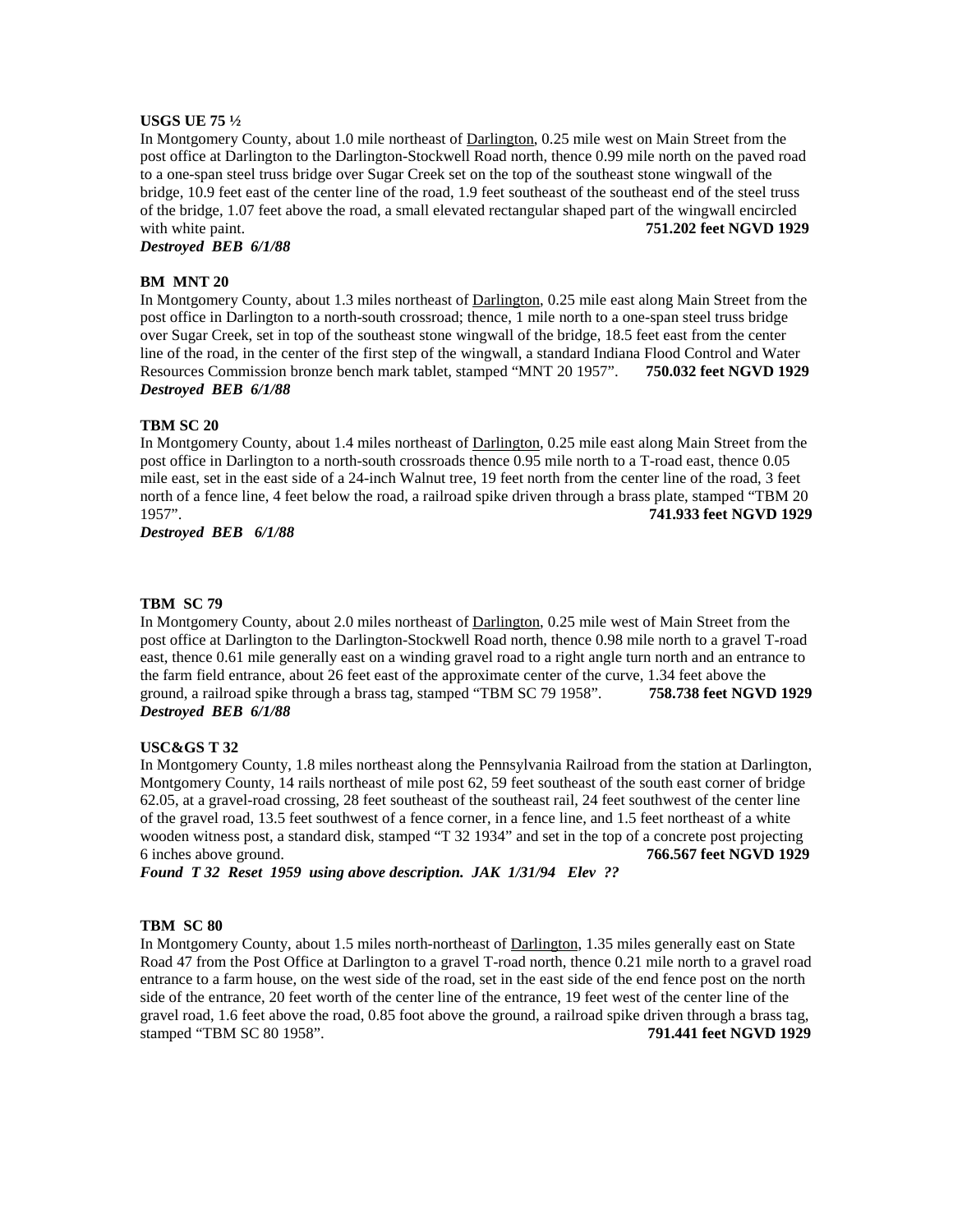**USGS UE 75 ½**

In Montgomery County, about 1.0 mile northeast of Darlington, 0.25 mile west on Main Street from the post office at Darlington to the Darlington-Stockwell Road north, thence 0.99 mile north on the paved road to a one-span steel truss bridge over Sugar Creek set on the top of the southeast stone wingwall of the bridge, 10.9 feet east of the center line of the road, 1.9 feet southeast of the southeast end of the steel truss of the bridge, 1.07 feet above the road, a small elevated rectangular shaped part of the wingwall encircled with white paint. **751.202 feet NGVD 1929**

***Destroyed BEB 6/1/88***

**BM MNT 20**

In Montgomery County, about 1.3 miles northeast of Darlington, 0.25 mile east along Main Street from the post office in Darlington to a north-south crossroad; thence, 1 mile north to a one-span steel truss bridge over Sugar Creek, set in top of the southeast stone wingwall of the bridge, 18.5 feet east from the center line of the road, in the center of the first step of the wingwall, a standard Indiana Flood Control and Water Resources Commission bronze bench mark tablet, stamped "MNT 20 1957". **750.032 feet NGVD 1929**

***Destroyed BEB 6/1/88***

**TBM SC 20**

In Montgomery County, about 1.4 miles northeast of Darlington, 0.25 mile east along Main Street from the post office in Darlington to a north-south crossroads thence 0.95 mile north to a T-road east, thence 0.05 mile east, set in the east side of a 24-inch Walnut tree, 19 feet north from the center line of the road, 3 feet north of a fence line, 4 feet below the road, a railroad spike driven through a brass plate, stamped "TBM 20 1957". **741.933 feet NGVD 1929**

***Destroyed BEB 6/1/88***

**TBM SC 79**

In Montgomery County, about 2.0 miles northeast of Darlington, 0.25 mile west of Main Street from the post office at Darlington to the Darlington-Stockwell Road north, thence 0.98 mile north to a gravel T-road east, thence 0.61 mile generally east on a winding gravel road to a right angle turn north and an entrance to the farm field entrance, about 26 feet east of the approximate center of the curve, 1.34 feet above the ground, a railroad spike through a brass tag, stamped "TBM SC 79 1958". **758.738 feet NGVD 1929**

***Destroyed BEB 6/1/88***

**USC&GS T 32**

In Montgomery County, 1.8 miles northeast along the Pennsylvania Railroad from the station at Darlington, Montgomery County, 14 rails northeast of mile post 62, 59 feet southeast of the south east corner of bridge 62.05, at a gravel-road crossing, 28 feet southeast of the southeast rail, 24 feet southwest of the center line of the gravel road, 13.5 feet southwest of a fence corner, in a fence line, and 1.5 feet northeast of a white wooden witness post, a standard disk, stamped "T 32 1934" and set in the top of a concrete post projecting 6 inches above ground. **766.567 feet NGVD 1929**

***Found T 32 Reset 1959 using above description. JAK 1/31/94 Elev ??***

**TBM SC 80**

In Montgomery County, about 1.5 miles north-northeast of Darlington, 1.35 miles generally east on State Road 47 from the Post Office at Darlington to a gravel T-road north, thence 0.21 mile north to a gravel road entrance to a farm house, on the west side of the road, set in the east side of the end fence post on the north side of the entrance, 20 feet worth of the center line of the entrance, 19 feet west of the center line of the gravel road, 1.6 feet above the road, 0.85 foot above the ground, a railroad spike driven through a brass tag, stamped "TBM SC 80 1958". **791.441 feet NGVD 1929**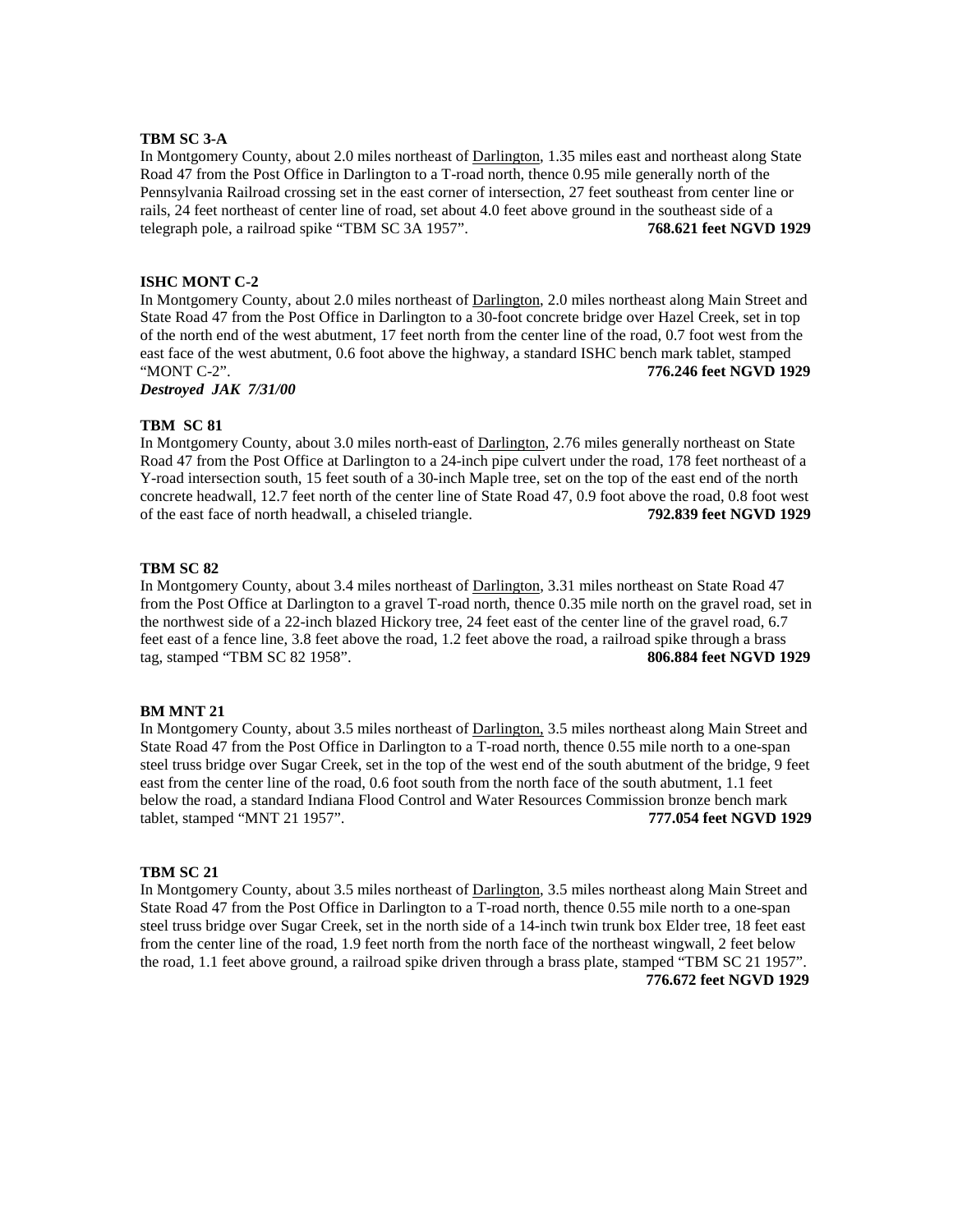**TBM SC 3-A**

In Montgomery County, about 2.0 miles northeast of Darlington, 1.35 miles east and northeast along State Road 47 from the Post Office in Darlington to a T-road north, thence 0.95 mile generally north of the Pennsylvania Railroad crossing set in the east corner of intersection, 27 feet southeast from center line or rails, 24 feet northeast of center line of road, set about 4.0 feet above ground in the southeast side of a telegraph pole, a railroad spike "TBM SC 3A 1957". **768.621 feet NGVD 1929**

**ISHC MONT C-2**

In Montgomery County, about 2.0 miles northeast of Darlington, 2.0 miles northeast along Main Street and State Road 47 from the Post Office in Darlington to a 30-foot concrete bridge over Hazel Creek, set in top of the north end of the west abutment, 17 feet north from the center line of the road, 0.7 foot west from the east face of the west abutment, 0.6 foot above the highway, a standard ISHC bench mark tablet, stamped "MONT C-2". **776.246 feet NGVD 1929**

***Destroyed JAK 7/31/00***

**TBM SC 81**

In Montgomery County, about 3.0 miles north-east of Darlington, 2.76 miles generally northeast on State Road 47 from the Post Office at Darlington to a 24-inch pipe culvert under the road, 178 feet northeast of a Y-road intersection south, 15 feet south of a 30-inch Maple tree, set on the top of the east end of the north concrete headwall, 12.7 feet north of the center line of State Road 47, 0.9 foot above the road, 0.8 foot west of the east face of north headwall, a chiseled triangle. **792.839 feet NGVD 1929**

**TBM SC 82**

In Montgomery County, about 3.4 miles northeast of Darlington, 3.31 miles northeast on State Road 47 from the Post Office at Darlington to a gravel T-road north, thence 0.35 mile north on the gravel road, set in the northwest side of a 22-inch blazed Hickory tree, 24 feet east of the center line of the gravel road, 6.7 feet east of a fence line, 3.8 feet above the road, 1.2 feet above the road, a railroad spike through a brass tag, stamped "TBM SC 82 1958". **806.884 feet NGVD 1929**

**BM MNT 21**

In Montgomery County, about 3.5 miles northeast of Darlington, 3.5 miles northeast along Main Street and State Road 47 from the Post Office in Darlington to a T-road north, thence 0.55 mile north to a one-span steel truss bridge over Sugar Creek, set in the top of the west end of the south abutment of the bridge, 9 feet east from the center line of the road, 0.6 foot south from the north face of the south abutment, 1.1 feet below the road, a standard Indiana Flood Control and Water Resources Commission bronze bench mark tablet, stamped "MNT 21 1957". **777.054 feet NGVD 1929**

**TBM SC 21**

In Montgomery County, about 3.5 miles northeast of Darlington, 3.5 miles northeast along Main Street and State Road 47 from the Post Office in Darlington to a T-road north, thence 0.55 mile north to a one-span steel truss bridge over Sugar Creek, set in the north side of a 14-inch twin trunk box Elder tree, 18 feet east from the center line of the road, 1.9 feet north from the north face of the northeast wingwall, 2 feet below the road, 1.1 feet above ground, a railroad spike driven through a brass plate, stamped "TBM SC 21 1957". **776.672 feet NGVD 1929**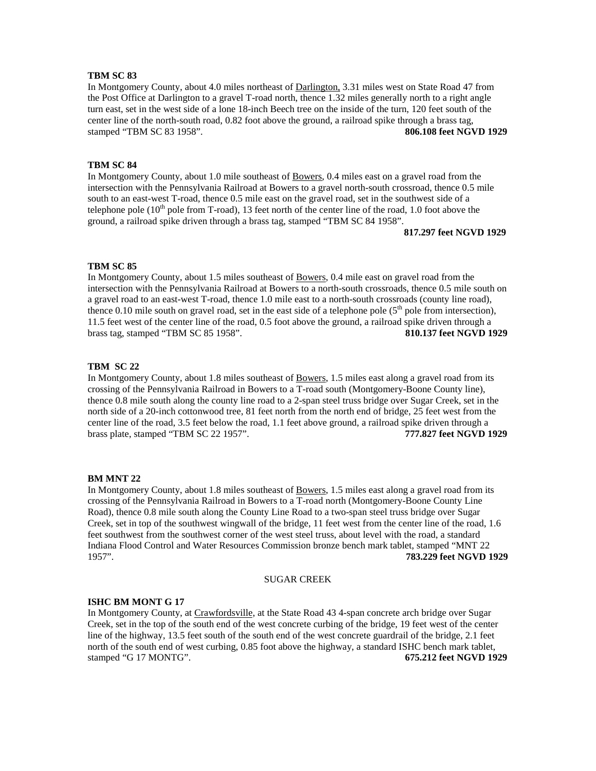**TBM SC 83**
In Montgomery County, about 4.0 miles northeast of Darlington, 3.31 miles west on State Road 47 from the Post Office at Darlington to a gravel T-road north, thence 1.32 miles generally north to a right angle turn east, set in the west side of a lone 18-inch Beech tree on the inside of the turn, 120 feet south of the center line of the north-south road, 0.82 foot above the ground, a railroad spike through a brass tag, stamped "TBM SC 83 1958". **806.108 feet NGVD 1929**

**TBM SC 84**
In Montgomery County, about 1.0 mile southeast of Bowers, 0.4 miles east on a gravel road from the intersection with the Pennsylvania Railroad at Bowers to a gravel north-south crossroad, thence 0.5 mile south to an east-west T-road, thence 0.5 mile east on the gravel road, set in the southwest side of a telephone pole (10th pole from T-road), 13 feet north of the center line of the road, 1.0 foot above the ground, a railroad spike driven through a brass tag, stamped "TBM SC 84 1958".
**817.297 feet NGVD 1929**

**TBM SC 85**
In Montgomery County, about 1.5 miles southeast of Bowers, 0.4 mile east on gravel road from the intersection with the Pennsylvania Railroad at Bowers to a north-south crossroads, thence 0.5 mile south on a gravel road to an east-west T-road, thence 1.0 mile east to a north-south crossroads (county line road), thence 0.10 mile south on gravel road, set in the east side of a telephone pole (5th pole from intersection), 11.5 feet west of the center line of the road, 0.5 foot above the ground, a railroad spike driven through a brass tag, stamped "TBM SC 85 1958". **810.137 feet NGVD 1929**

**TBM SC 22**
In Montgomery County, about 1.8 miles southeast of Bowers, 1.5 miles east along a gravel road from its crossing of the Pennsylvania Railroad in Bowers to a T-road south (Montgomery-Boone County line), thence 0.8 mile south along the county line road to a 2-span steel truss bridge over Sugar Creek, set in the north side of a 20-inch cottonwood tree, 81 feet north from the north end of bridge, 25 feet west from the center line of the road, 3.5 feet below the road, 1.1 feet above ground, a railroad spike driven through a brass plate, stamped "TBM SC 22 1957". **777.827 feet NGVD 1929**

**BM MNT 22**
In Montgomery County, about 1.8 miles southeast of Bowers, 1.5 miles east along a gravel road from its crossing of the Pennsylvania Railroad in Bowers to a T-road north (Montgomery-Boone County Line Road), thence 0.8 mile south along the County Line Road to a two-span steel truss bridge over Sugar Creek, set in top of the southwest wingwall of the bridge, 11 feet west from the center line of the road, 1.6 feet southwest from the southwest corner of the west steel truss, about level with the road, a standard Indiana Flood Control and Water Resources Commission bronze bench mark tablet, stamped "MNT 22 1957". **783.229 feet NGVD 1929**

SUGAR CREEK

**ISHC BM MONT G 17**
In Montgomery County, at Crawfordsville, at the State Road 43 4-span concrete arch bridge over Sugar Creek, set in the top of the south end of the west concrete curbing of the bridge, 19 feet west of the center line of the highway, 13.5 feet south of the south end of the west concrete guardrail of the bridge, 2.1 feet north of the south end of west curbing, 0.85 foot above the highway, a standard ISHC bench mark tablet, stamped "G 17 MONTG". **675.212 feet NGVD 1929**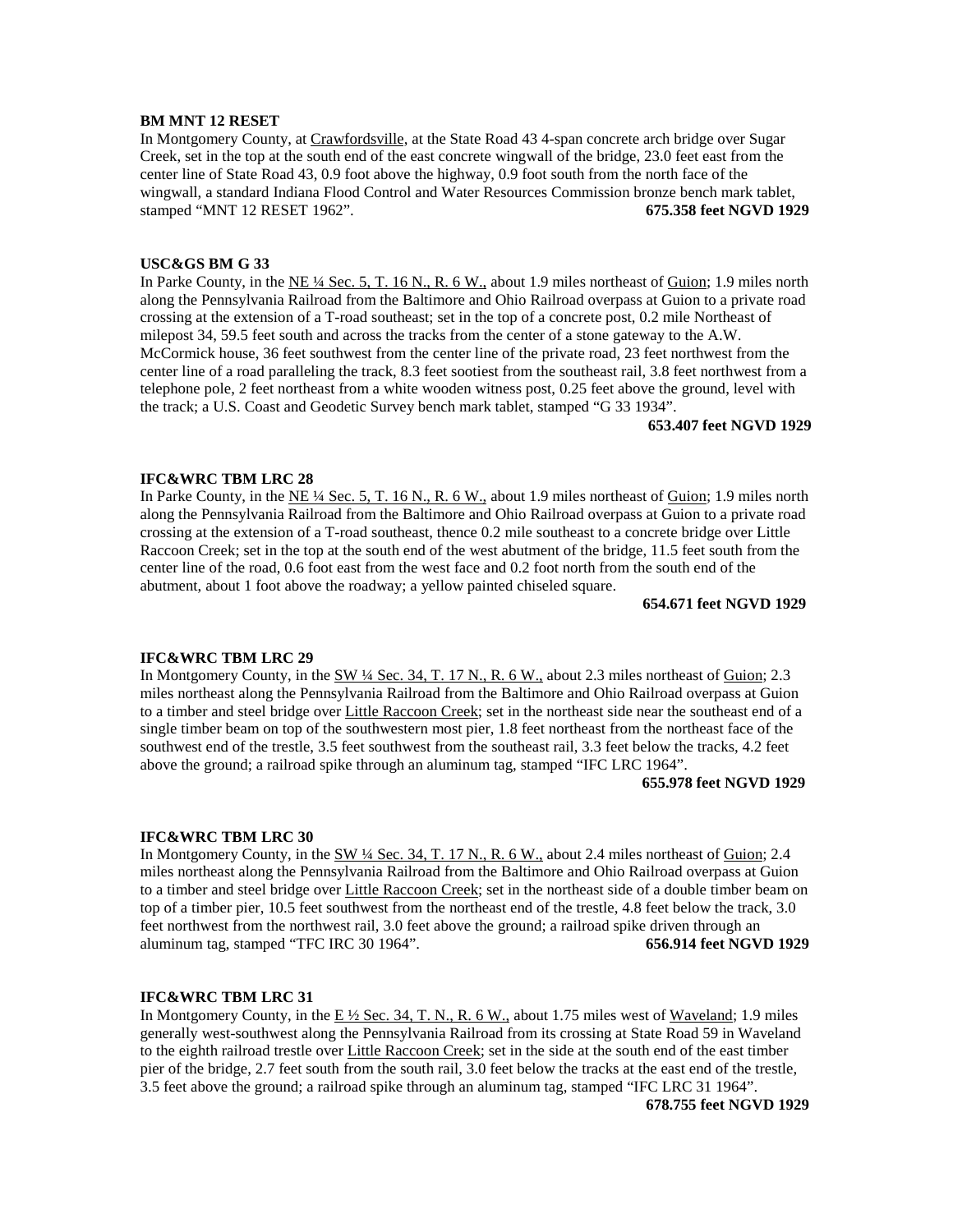**BM MNT 12 RESET**

In Montgomery County, at Crawfordsville, at the State Road 43 4-span concrete arch bridge over Sugar Creek, set in the top at the south end of the east concrete wingwall of the bridge, 23.0 feet east from the center line of State Road 43, 0.9 foot above the highway, 0.9 foot south from the north face of the wingwall, a standard Indiana Flood Control and Water Resources Commission bronze bench mark tablet, stamped "MNT 12 RESET 1962". **675.358 feet NGVD 1929**

**USC&GS BM G 33**

In Parke County, in the NE ¼ Sec. 5, T. 16 N., R. 6 W., about 1.9 miles northeast of Guion; 1.9 miles north along the Pennsylvania Railroad from the Baltimore and Ohio Railroad overpass at Guion to a private road crossing at the extension of a T-road southeast; set in the top of a concrete post, 0.2 mile Northeast of milepost 34, 59.5 feet south and across the tracks from the center of a stone gateway to the A.W. McCormick house, 36 feet southwest from the center line of the private road, 23 feet northwest from the center line of a road paralleling the track, 8.3 feet sootiest from the southeast rail, 3.8 feet northwest from a telephone pole, 2 feet northeast from a white wooden witness post, 0.25 feet above the ground, level with the track; a U.S. Coast and Geodetic Survey bench mark tablet, stamped "G 33 1934".

**653.407 feet NGVD 1929**

**IFC&WRC TBM LRC 28**

In Parke County, in the NE ¼ Sec. 5, T. 16 N., R. 6 W., about 1.9 miles northeast of Guion; 1.9 miles north along the Pennsylvania Railroad from the Baltimore and Ohio Railroad overpass at Guion to a private road crossing at the extension of a T-road southeast, thence 0.2 mile southeast to a concrete bridge over Little Raccoon Creek; set in the top at the south end of the west abutment of the bridge, 11.5 feet south from the center line of the road, 0.6 foot east from the west face and 0.2 foot north from the south end of the abutment, about 1 foot above the roadway; a yellow painted chiseled square.

**654.671 feet NGVD 1929**

**IFC&WRC TBM LRC 29**

In Montgomery County, in the SW ¼ Sec. 34, T. 17 N., R. 6 W., about 2.3 miles northeast of Guion; 2.3 miles northeast along the Pennsylvania Railroad from the Baltimore and Ohio Railroad overpass at Guion to a timber and steel bridge over Little Raccoon Creek; set in the northeast side near the southeast end of a single timber beam on top of the southwestern most pier, 1.8 feet northeast from the northeast face of the southwest end of the trestle, 3.5 feet southwest from the southeast rail, 3.3 feet below the tracks, 4.2 feet above the ground; a railroad spike through an aluminum tag, stamped "IFC LRC 1964".

**655.978 feet NGVD 1929**

**IFC&WRC TBM LRC 30**

In Montgomery County, in the SW ¼ Sec. 34, T. 17 N., R. 6 W., about 2.4 miles northeast of Guion; 2.4 miles northeast along the Pennsylvania Railroad from the Baltimore and Ohio Railroad overpass at Guion to a timber and steel bridge over Little Raccoon Creek; set in the northeast side of a double timber beam on top of a timber pier, 10.5 feet southwest from the northeast end of the trestle, 4.8 feet below the track, 3.0 feet northwest from the northwest rail, 3.0 feet above the ground; a railroad spike driven through an aluminum tag, stamped "TFC IRC 30 1964". **656.914 feet NGVD 1929**

**IFC&WRC TBM LRC 31**

In Montgomery County, in the E ½ Sec. 34, T. N., R. 6 W., about 1.75 miles west of Waveland; 1.9 miles generally west-southwest along the Pennsylvania Railroad from its crossing at State Road 59 in Waveland to the eighth railroad trestle over Little Raccoon Creek; set in the side at the south end of the east timber pier of the bridge, 2.7 feet south from the south rail, 3.0 feet below the tracks at the east end of the trestle, 3.5 feet above the ground; a railroad spike through an aluminum tag, stamped "IFC LRC 31 1964".

**678.755 feet NGVD 1929**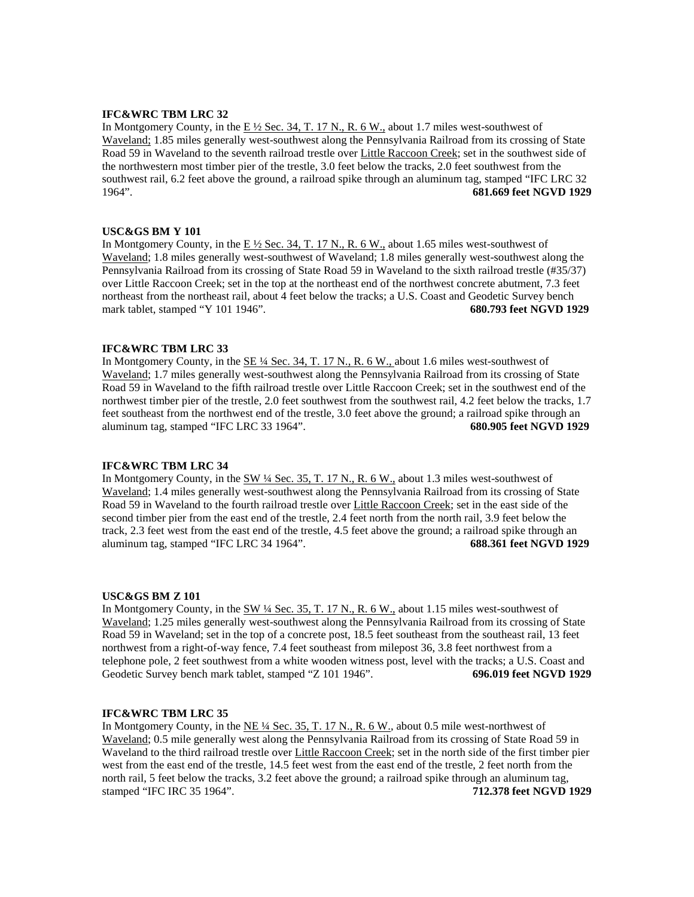**IFC&WRC TBM LRC 32**

In Montgomery County, in the E ½ Sec. 34, T. 17 N., R. 6 W., about 1.7 miles west-southwest of Waveland; 1.85 miles generally west-southwest along the Pennsylvania Railroad from its crossing of State Road 59 in Waveland to the seventh railroad trestle over Little Raccoon Creek; set in the southwest side of the northwestern most timber pier of the trestle, 3.0 feet below the tracks, 2.0 feet southwest from the southwest rail, 6.2 feet above the ground, a railroad spike through an aluminum tag, stamped "IFC LRC 32 1964". **681.669 feet NGVD 1929**

**USC&GS BM Y 101**

In Montgomery County, in the E ½ Sec. 34, T. 17 N., R. 6 W., about 1.65 miles west-southwest of Waveland; 1.8 miles generally west-southwest of Waveland; 1.8 miles generally west-southwest along the Pennsylvania Railroad from its crossing of State Road 59 in Waveland to the sixth railroad trestle (#35/37) over Little Raccoon Creek; set in the top at the northeast end of the northwest concrete abutment, 7.3 feet northeast from the northeast rail, about 4 feet below the tracks; a U.S. Coast and Geodetic Survey bench mark tablet, stamped "Y 101 1946". **680.793 feet NGVD 1929**

**IFC&WRC TBM LRC 33**

In Montgomery County, in the SE ¼ Sec. 34, T. 17 N., R. 6 W., about 1.6 miles west-southwest of Waveland; 1.7 miles generally west-southwest along the Pennsylvania Railroad from its crossing of State Road 59 in Waveland to the fifth railroad trestle over Little Raccoon Creek; set in the southwest end of the northwest timber pier of the trestle, 2.0 feet southwest from the southwest rail, 4.2 feet below the tracks, 1.7 feet southeast from the northwest end of the trestle, 3.0 feet above the ground; a railroad spike through an aluminum tag, stamped "IFC LRC 33 1964". **680.905 feet NGVD 1929**

**IFC&WRC TBM LRC 34**

In Montgomery County, in the SW ¼ Sec. 35, T. 17 N., R. 6 W., about 1.3 miles west-southwest of Waveland; 1.4 miles generally west-southwest along the Pennsylvania Railroad from its crossing of State Road 59 in Waveland to the fourth railroad trestle over Little Raccoon Creek; set in the east side of the second timber pier from the east end of the trestle, 2.4 feet north from the north rail, 3.9 feet below the track, 2.3 feet west from the east end of the trestle, 4.5 feet above the ground; a railroad spike through an aluminum tag, stamped "IFC LRC 34 1964". **688.361 feet NGVD 1929**

**USC&GS BM Z 101**

In Montgomery County, in the SW ¼ Sec. 35, T. 17 N., R. 6 W., about 1.15 miles west-southwest of Waveland; 1.25 miles generally west-southwest along the Pennsylvania Railroad from its crossing of State Road 59 in Waveland; set in the top of a concrete post, 18.5 feet southeast from the southeast rail, 13 feet northwest from a right-of-way fence, 7.4 feet southeast from milepost 36, 3.8 feet northwest from a telephone pole, 2 feet southwest from a white wooden witness post, level with the tracks; a U.S. Coast and Geodetic Survey bench mark tablet, stamped "Z 101 1946". **696.019 feet NGVD 1929**

**IFC&WRC TBM LRC 35**

In Montgomery County, in the NE ¼ Sec. 35, T. 17 N., R. 6 W., about 0.5 mile west-northwest of Waveland; 0.5 mile generally west along the Pennsylvania Railroad from its crossing of State Road 59 in Waveland to the third railroad trestle over Little Raccoon Creek; set in the north side of the first timber pier west from the east end of the trestle, 14.5 feet west from the east end of the trestle, 2 feet north from the north rail, 5 feet below the tracks, 3.2 feet above the ground; a railroad spike through an aluminum tag, stamped "IFC IRC 35 1964". **712.378 feet NGVD 1929**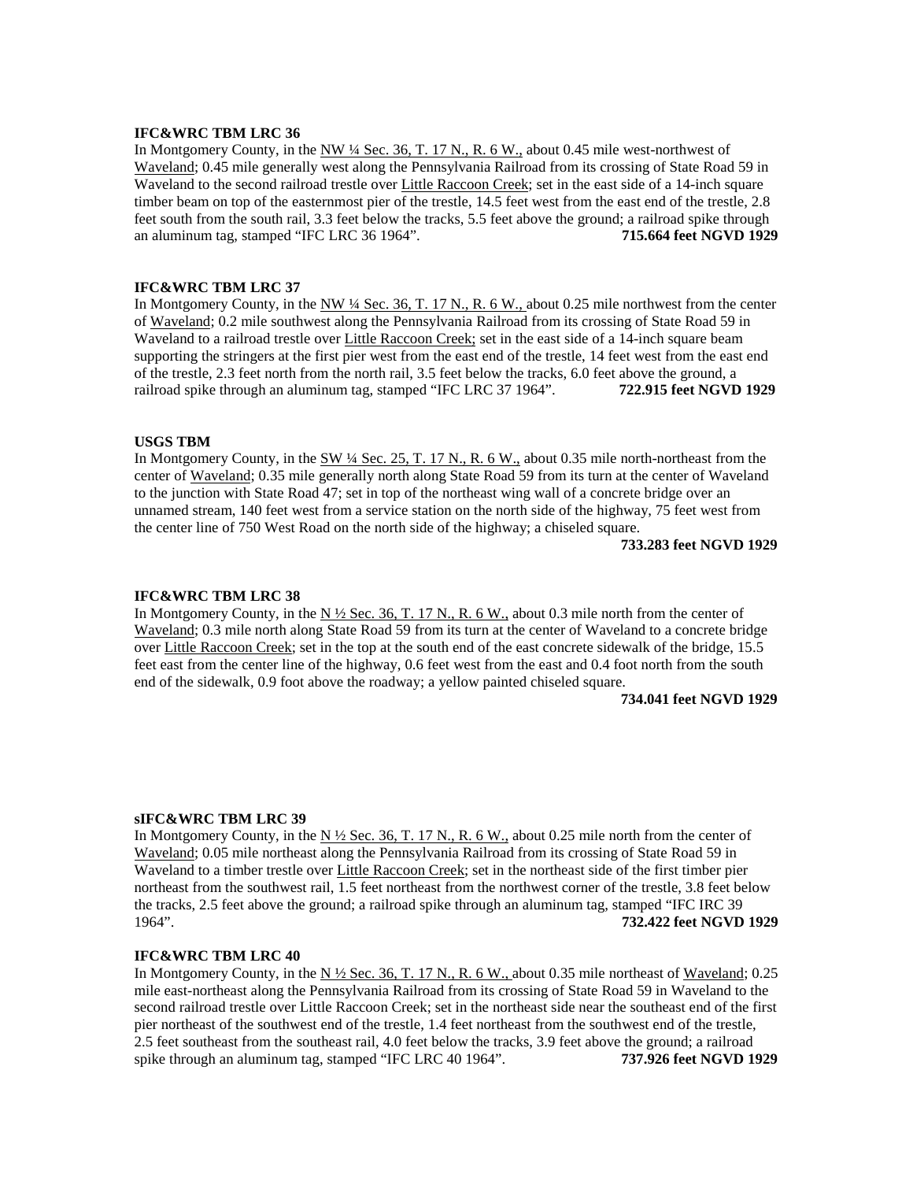**IFC&WRC TBM LRC 36**

In Montgomery County, in the NW ¼ Sec. 36, T. 17 N., R. 6 W., about 0.45 mile west-northwest of Waveland; 0.45 mile generally west along the Pennsylvania Railroad from its crossing of State Road 59 in Waveland to the second railroad trestle over Little Raccoon Creek; set in the east side of a 14-inch square timber beam on top of the easternmost pier of the trestle, 14.5 feet west from the east end of the trestle, 2.8 feet south from the south rail, 3.3 feet below the tracks, 5.5 feet above the ground; a railroad spike through an aluminum tag, stamped "IFC LRC 36 1964". **715.664 feet NGVD 1929**

**IFC&WRC TBM LRC 37**

In Montgomery County, in the NW ¼ Sec. 36, T. 17 N., R. 6 W., about 0.25 mile northwest from the center of Waveland; 0.2 mile southwest along the Pennsylvania Railroad from its crossing of State Road 59 in Waveland to a railroad trestle over Little Raccoon Creek; set in the east side of a 14-inch square beam supporting the stringers at the first pier west from the east end of the trestle, 14 feet west from the east end of the trestle, 2.3 feet north from the north rail, 3.5 feet below the tracks, 6.0 feet above the ground, a railroad spike through an aluminum tag, stamped "IFC LRC 37 1964". **722.915 feet NGVD 1929**

**USGS TBM**

In Montgomery County, in the SW ¼ Sec. 25, T. 17 N., R. 6 W., about 0.35 mile north-northeast from the center of Waveland; 0.35 mile generally north along State Road 59 from its turn at the center of Waveland to the junction with State Road 47; set in top of the northeast wing wall of a concrete bridge over an unnamed stream, 140 feet west from a service station on the north side of the highway, 75 feet west from the center line of 750 West Road on the north side of the highway; a chiseled square.

**733.283 feet NGVD 1929**

**IFC&WRC TBM LRC 38**

In Montgomery County, in the N ½ Sec. 36, T. 17 N., R. 6 W., about 0.3 mile north from the center of Waveland; 0.3 mile north along State Road 59 from its turn at the center of Waveland to a concrete bridge over Little Raccoon Creek; set in the top at the south end of the east concrete sidewalk of the bridge, 15.5 feet east from the center line of the highway, 0.6 feet west from the east and 0.4 foot north from the south end of the sidewalk, 0.9 foot above the roadway; a yellow painted chiseled square.

**734.041 feet NGVD 1929**

**sIFC&WRC TBM LRC 39**

In Montgomery County, in the N ½ Sec. 36, T. 17 N., R. 6 W., about 0.25 mile north from the center of Waveland; 0.05 mile northeast along the Pennsylvania Railroad from its crossing of State Road 59 in Waveland to a timber trestle over Little Raccoon Creek; set in the northeast side of the first timber pier northeast from the southwest rail, 1.5 feet northeast from the northwest corner of the trestle, 3.8 feet below the tracks, 2.5 feet above the ground; a railroad spike through an aluminum tag, stamped "IFC IRC 39 1964". **732.422 feet NGVD 1929**

**IFC&WRC TBM LRC 40**

In Montgomery County, in the N ½ Sec. 36, T. 17 N., R. 6 W., about 0.35 mile northeast of Waveland; 0.25 mile east-northeast along the Pennsylvania Railroad from its crossing of State Road 59 in Waveland to the second railroad trestle over Little Raccoon Creek; set in the northeast side near the southeast end of the first pier northeast of the southwest end of the trestle, 1.4 feet northeast from the southwest end of the trestle, 2.5 feet southeast from the southeast rail, 4.0 feet below the tracks, 3.9 feet above the ground; a railroad spike through an aluminum tag, stamped "IFC LRC 40 1964". **737.926 feet NGVD 1929**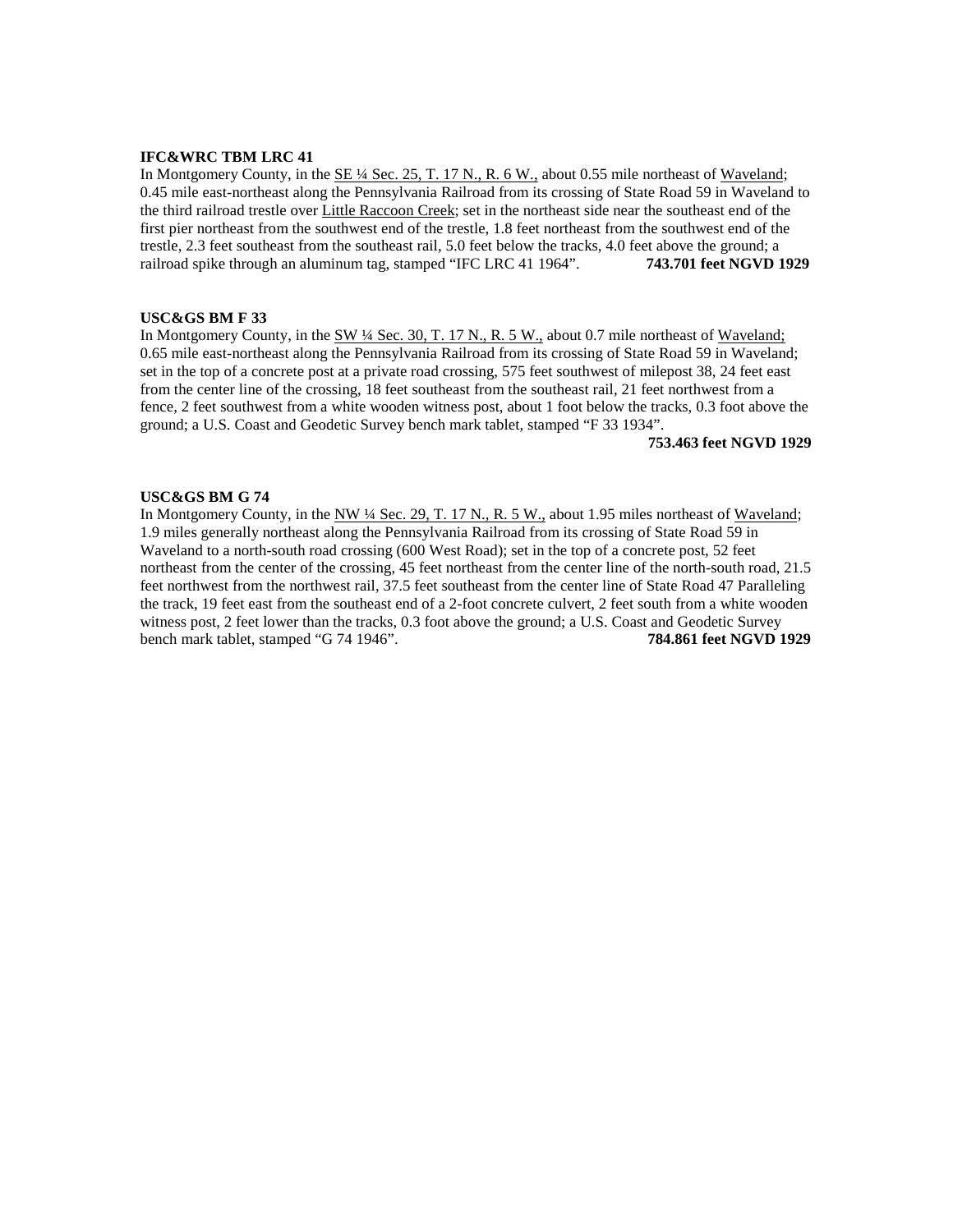**IFC&WRC TBM LRC 41**

In Montgomery County, in the SE ¼ Sec. 25, T. 17 N., R. 6 W., about 0.55 mile northeast of Waveland; 0.45 mile east-northeast along the Pennsylvania Railroad from its crossing of State Road 59 in Waveland to the third railroad trestle over Little Raccoon Creek; set in the northeast side near the southeast end of the first pier northeast from the southwest end of the trestle, 1.8 feet northeast from the southwest end of the trestle, 2.3 feet southeast from the southeast rail, 5.0 feet below the tracks, 4.0 feet above the ground; a railroad spike through an aluminum tag, stamped "IFC LRC 41 1964". **743.701 feet NGVD 1929**

**USC&GS BM F 33**

In Montgomery County, in the SW ¼ Sec. 30, T. 17 N., R. 5 W., about 0.7 mile northeast of Waveland; 0.65 mile east-northeast along the Pennsylvania Railroad from its crossing of State Road 59 in Waveland; set in the top of a concrete post at a private road crossing, 575 feet southwest of milepost 38, 24 feet east from the center line of the crossing, 18 feet southeast from the southeast rail, 21 feet northwest from a fence, 2 feet southwest from a white wooden witness post, about 1 foot below the tracks, 0.3 foot above the ground; a U.S. Coast and Geodetic Survey bench mark tablet, stamped "F 33 1934".

**753.463 feet NGVD 1929**

**USC&GS BM G 74**

In Montgomery County, in the NW ¼ Sec. 29, T. 17 N., R. 5 W., about 1.95 miles northeast of Waveland; 1.9 miles generally northeast along the Pennsylvania Railroad from its crossing of State Road 59 in Waveland to a north-south road crossing (600 West Road); set in the top of a concrete post, 52 feet northeast from the center of the crossing, 45 feet northeast from the center line of the north-south road, 21.5 feet northwest from the northwest rail, 37.5 feet southeast from the center line of State Road 47 Paralleling the track, 19 feet east from the southeast end of a 2-foot concrete culvert, 2 feet south from a white wooden witness post, 2 feet lower than the tracks, 0.3 foot above the ground; a U.S. Coast and Geodetic Survey bench mark tablet, stamped "G 74 1946". **784.861 feet NGVD 1929**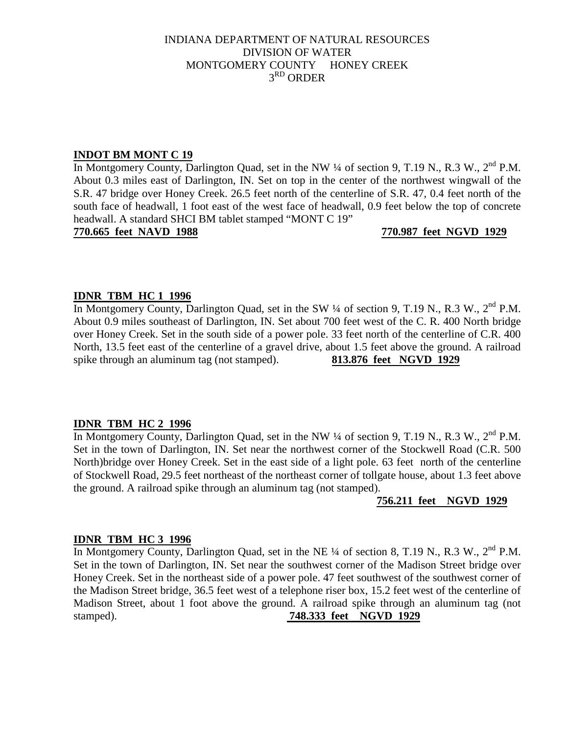INDIANA DEPARTMENT OF NATURAL RESOURCES
DIVISION OF WATER
MONTGOMERY COUNTY HONEY CREEK
3RD ORDER

**INDOT BM MONT C 19**

In Montgomery County, Darlington Quad, set in the NW ¼ of section 9, T.19 N., R.3 W., 2nd P.M. About 0.3 miles east of Darlington, IN. Set on top in the center of the northwest wingwall of the S.R. 47 bridge over Honey Creek. 26.5 feet north of the centerline of S.R. 47, 0.4 feet north of the south face of headwall, 1 foot east of the west face of headwall, 0.9 feet below the top of concrete headwall. A standard SHCI BM tablet stamped "MONT C 19"

**770.665 feet NAVD 1988** **770.987 feet NGVD 1929**

**IDNR TBM HC 1 1996**

In Montgomery County, Darlington Quad, set in the SW ¼ of section 9, T.19 N., R.3 W., 2nd P.M. About 0.9 miles southeast of Darlington, IN. Set about 700 feet west of the C. R. 400 North bridge over Honey Creek. Set in the south side of a power pole. 33 feet north of the centerline of C.R. 400 North, 13.5 feet east of the centerline of a gravel drive, about 1.5 feet above the ground. A railroad spike through an aluminum tag (not stamped). **813.876 feet NGVD 1929**

**IDNR TBM HC 2 1996**

In Montgomery County, Darlington Quad, set in the NW ¼ of section 9, T.19 N., R.3 W., 2nd P.M. Set in the town of Darlington, IN. Set near the northwest corner of the Stockwell Road (C.R. 500 North)bridge over Honey Creek. Set in the east side of a light pole. 63 feet north of the centerline of Stockwell Road, 29.5 feet northeast of the northeast corner of tollgate house, about 1.3 feet above the ground. A railroad spike through an aluminum tag (not stamped).

**756.211 feet NGVD 1929**

**IDNR TBM HC 3 1996**

In Montgomery County, Darlington Quad, set in the NE ¼ of section 8, T.19 N., R.3 W., 2nd P.M. Set in the town of Darlington, IN. Set near the southwest corner of the Madison Street bridge over Honey Creek. Set in the northeast side of a power pole. 47 feet southwest of the southwest corner of the Madison Street bridge, 36.5 feet west of a telephone riser box, 15.2 feet west of the centerline of Madison Street, about 1 foot above the ground. A railroad spike through an aluminum tag (not stamped). **748.333 feet NGVD 1929**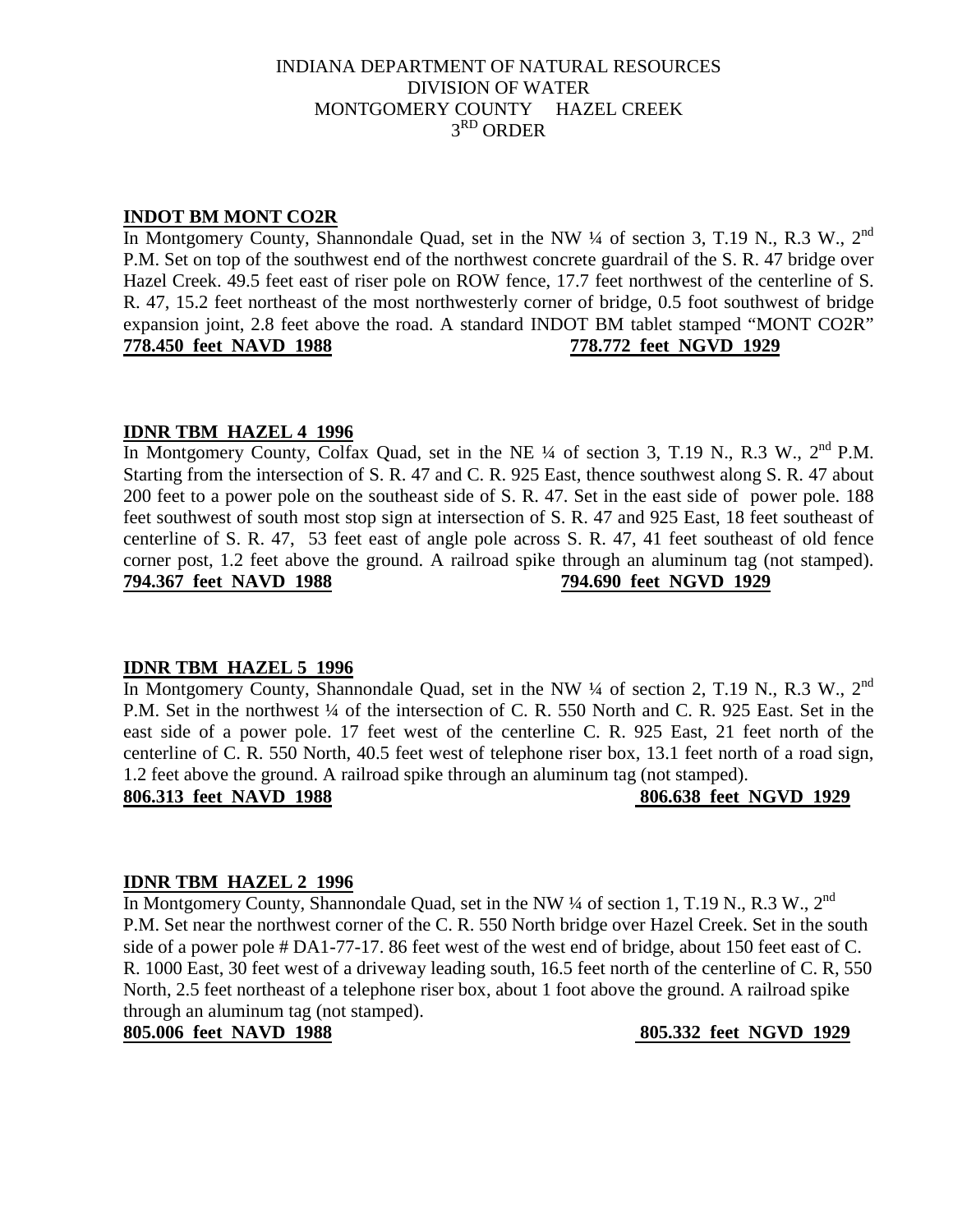INDIANA DEPARTMENT OF NATURAL RESOURCES
DIVISION OF WATER
MONTGOMERY COUNTY HAZEL CREEK
3RD ORDER

**INDOT BM MONT CO2R**

In Montgomery County, Shannondale Quad, set in the NW ¼ of section 3, T.19 N., R.3 W., 2nd P.M. Set on top of the southwest end of the northwest concrete guardrail of the S. R. 47 bridge over Hazel Creek. 49.5 feet east of riser pole on ROW fence, 17.7 feet northwest of the centerline of S. R. 47, 15.2 feet northeast of the most northwesterly corner of bridge, 0.5 foot southwest of bridge expansion joint, 2.8 feet above the road. A standard INDOT BM tablet stamped "MONT CO2R"

**778.450 feet NAVD 1988** **778.772 feet NGVD 1929**

**IDNR TBM HAZEL 4 1996**

In Montgomery County, Colfax Quad, set in the NE ¼ of section 3, T.19 N., R.3 W., 2nd P.M. Starting from the intersection of S. R. 47 and C. R. 925 East, thence southwest along S. R. 47 about 200 feet to a power pole on the southeast side of S. R. 47. Set in the east side of power pole. 188 feet southwest of south most stop sign at intersection of S. R. 47 and 925 East, 18 feet southeast of centerline of S. R. 47, 53 feet east of angle pole across S. R. 47, 41 feet southeast of old fence corner post, 1.2 feet above the ground. A railroad spike through an aluminum tag (not stamped).

**794.367 feet NAVD 1988** **794.690 feet NGVD 1929**

**IDNR TBM HAZEL 5 1996**

In Montgomery County, Shannondale Quad, set in the NW ¼ of section 2, T.19 N., R.3 W., 2nd P.M. Set in the northwest ¼ of the intersection of C. R. 550 North and C. R. 925 East. Set in the east side of a power pole. 17 feet west of the centerline C. R. 925 East, 21 feet north of the centerline of C. R. 550 North, 40.5 feet west of telephone riser box, 13.1 feet north of a road sign, 1.2 feet above the ground. A railroad spike through an aluminum tag (not stamped).

**806.313 feet NAVD 1988** **806.638 feet NGVD 1929**

**IDNR TBM HAZEL 2 1996**

In Montgomery County, Shannondale Quad, set in the NW ¼ of section 1, T.19 N., R.3 W., 2nd P.M. Set near the northwest corner of the C. R. 550 North bridge over Hazel Creek. Set in the south side of a power pole # DA1-77-17. 86 feet west of the west end of bridge, about 150 feet east of C. R. 1000 East, 30 feet west of a driveway leading south, 16.5 feet north of the centerline of C. R, 550 North, 2.5 feet northeast of a telephone riser box, about 1 foot above the ground. A railroad spike through an aluminum tag (not stamped).

**805.006 feet NAVD 1988** **805.332 feet NGVD 1929**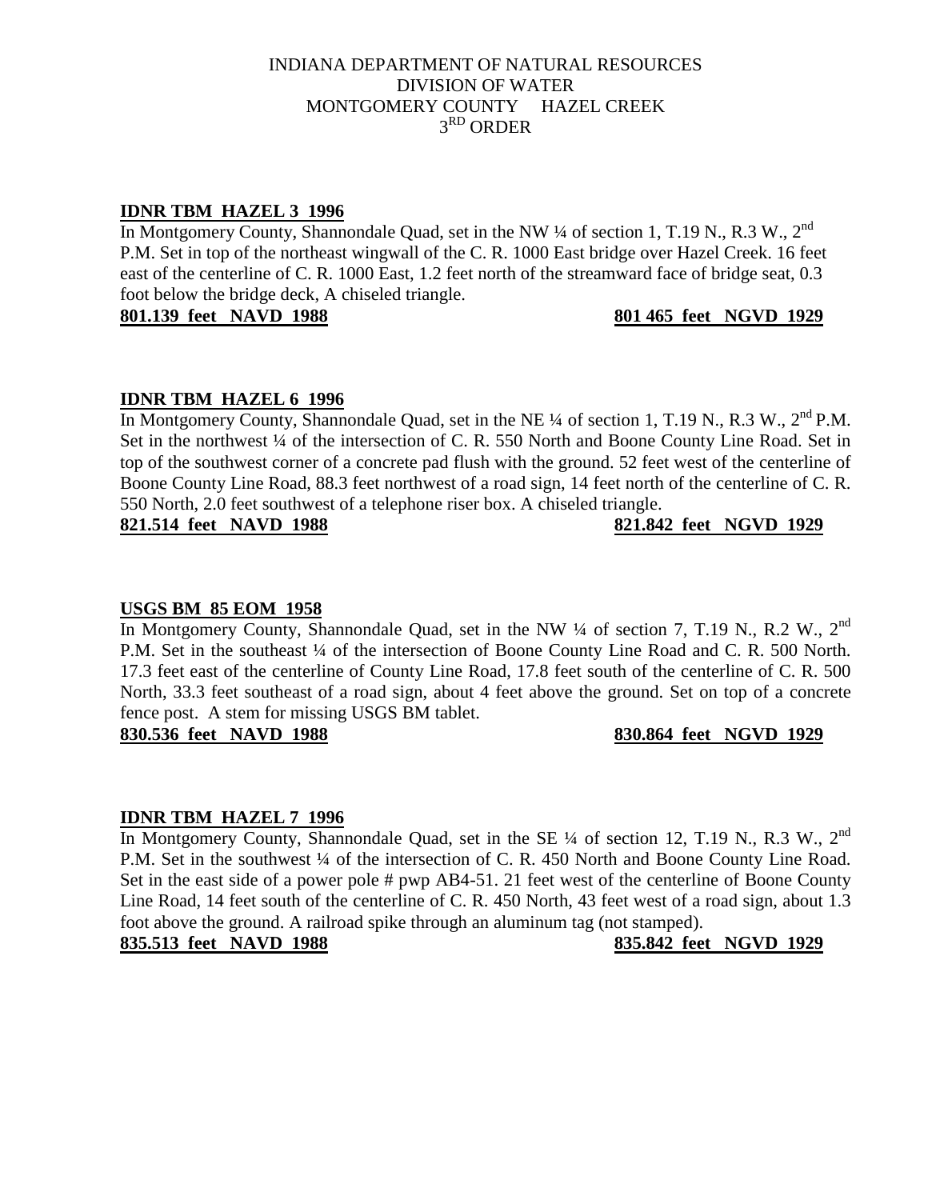INDIANA DEPARTMENT OF NATURAL RESOURCES
DIVISION OF WATER
MONTGOMERY COUNTY HAZEL CREEK
3RD ORDER

**IDNR TBM HAZEL 3 1996**

In Montgomery County, Shannondale Quad, set in the NW ¼ of section 1, T.19 N., R.3 W., 2nd P.M. Set in top of the northeast wingwall of the C. R. 1000 East bridge over Hazel Creek. 16 feet east of the centerline of C. R. 1000 East, 1.2 feet north of the streamward face of bridge seat, 0.3 foot below the bridge deck, A chiseled triangle.

**801.139 feet NAVD 1988** **801 465 feet NGVD 1929**

**IDNR TBM HAZEL 6 1996**

In Montgomery County, Shannondale Quad, set in the NE ¼ of section 1, T.19 N., R.3 W., 2nd P.M. Set in the northwest ¼ of the intersection of C. R. 550 North and Boone County Line Road. Set in top of the southwest corner of a concrete pad flush with the ground. 52 feet west of the centerline of Boone County Line Road, 88.3 feet northwest of a road sign, 14 feet north of the centerline of C. R. 550 North, 2.0 feet southwest of a telephone riser box. A chiseled triangle.

**821.514 feet NAVD 1988** **821.842 feet NGVD 1929**

**USGS BM 85 EOM 1958**

In Montgomery County, Shannondale Quad, set in the NW ¼ of section 7, T.19 N., R.2 W., 2nd P.M. Set in the southeast ¼ of the intersection of Boone County Line Road and C. R. 500 North. 17.3 feet east of the centerline of County Line Road, 17.8 feet south of the centerline of C. R. 500 North, 33.3 feet southeast of a road sign, about 4 feet above the ground. Set on top of a concrete fence post. A stem for missing USGS BM tablet.

**830.536 feet NAVD 1988** **830.864 feet NGVD 1929**

**IDNR TBM HAZEL 7 1996**

In Montgomery County, Shannondale Quad, set in the SE ¼ of section 12, T.19 N., R.3 W., 2nd P.M. Set in the southwest ¼ of the intersection of C. R. 450 North and Boone County Line Road. Set in the east side of a power pole # pwp AB4-51. 21 feet west of the centerline of Boone County Line Road, 14 feet south of the centerline of C. R. 450 North, 43 feet west of a road sign, about 1.3 foot above the ground. A railroad spike through an aluminum tag (not stamped).

**835.513 feet NAVD 1988** **835.842 feet NGVD 1929**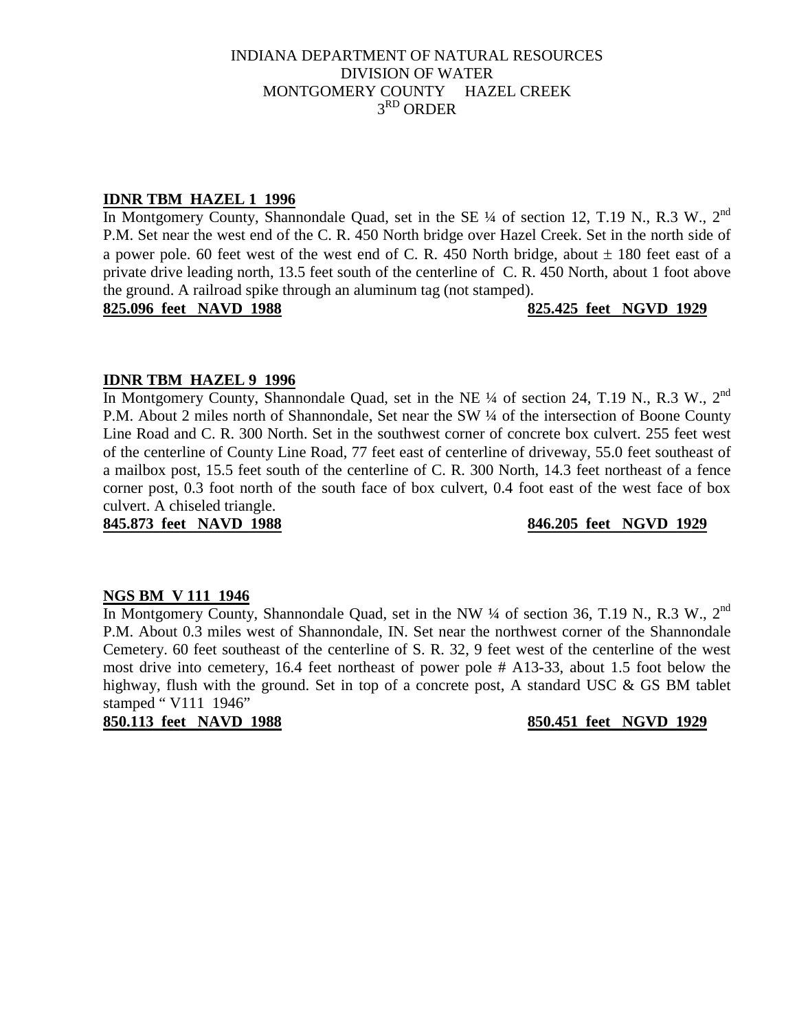INDIANA DEPARTMENT OF NATURAL RESOURCES
DIVISION OF WATER
MONTGOMERY COUNTY HAZEL CREEK
3RD ORDER

**IDNR TBM HAZEL 1 1996**

In Montgomery County, Shannondale Quad, set in the SE ¼ of section 12, T.19 N., R.3 W., 2nd P.M. Set near the west end of the C. R. 450 North bridge over Hazel Creek. Set in the north side of a power pole. 60 feet west of the west end of C. R. 450 North bridge, about ± 180 feet east of a private drive leading north, 13.5 feet south of the centerline of C. R. 450 North, about 1 foot above the ground. A railroad spike through an aluminum tag (not stamped).

**825.096 feet NAVD 1988** **825.425 feet NGVD 1929**

**IDNR TBM HAZEL 9 1996**

In Montgomery County, Shannondale Quad, set in the NE ¼ of section 24, T.19 N., R.3 W., 2nd P.M. About 2 miles north of Shannondale, Set near the SW ¼ of the intersection of Boone County Line Road and C. R. 300 North. Set in the southwest corner of concrete box culvert. 255 feet west of the centerline of County Line Road, 77 feet east of centerline of driveway, 55.0 feet southeast of a mailbox post, 15.5 feet south of the centerline of C. R. 300 North, 14.3 feet northeast of a fence corner post, 0.3 foot north of the south face of box culvert, 0.4 foot east of the west face of box culvert. A chiseled triangle.

**845.873 feet NAVD 1988** **846.205 feet NGVD 1929**

**NGS BM V 111 1946**

In Montgomery County, Shannondale Quad, set in the NW ¼ of section 36, T.19 N., R.3 W., 2nd P.M. About 0.3 miles west of Shannondale, IN. Set near the northwest corner of the Shannondale Cemetery. 60 feet southeast of the centerline of S. R. 32, 9 feet west of the centerline of the west most drive into cemetery, 16.4 feet northeast of power pole # A13-33, about 1.5 foot below the highway, flush with the ground. Set in top of a concrete post, A standard USC & GS BM tablet stamped " V111 1946"

**850.113 feet NAVD 1988** **850.451 feet NGVD 1929**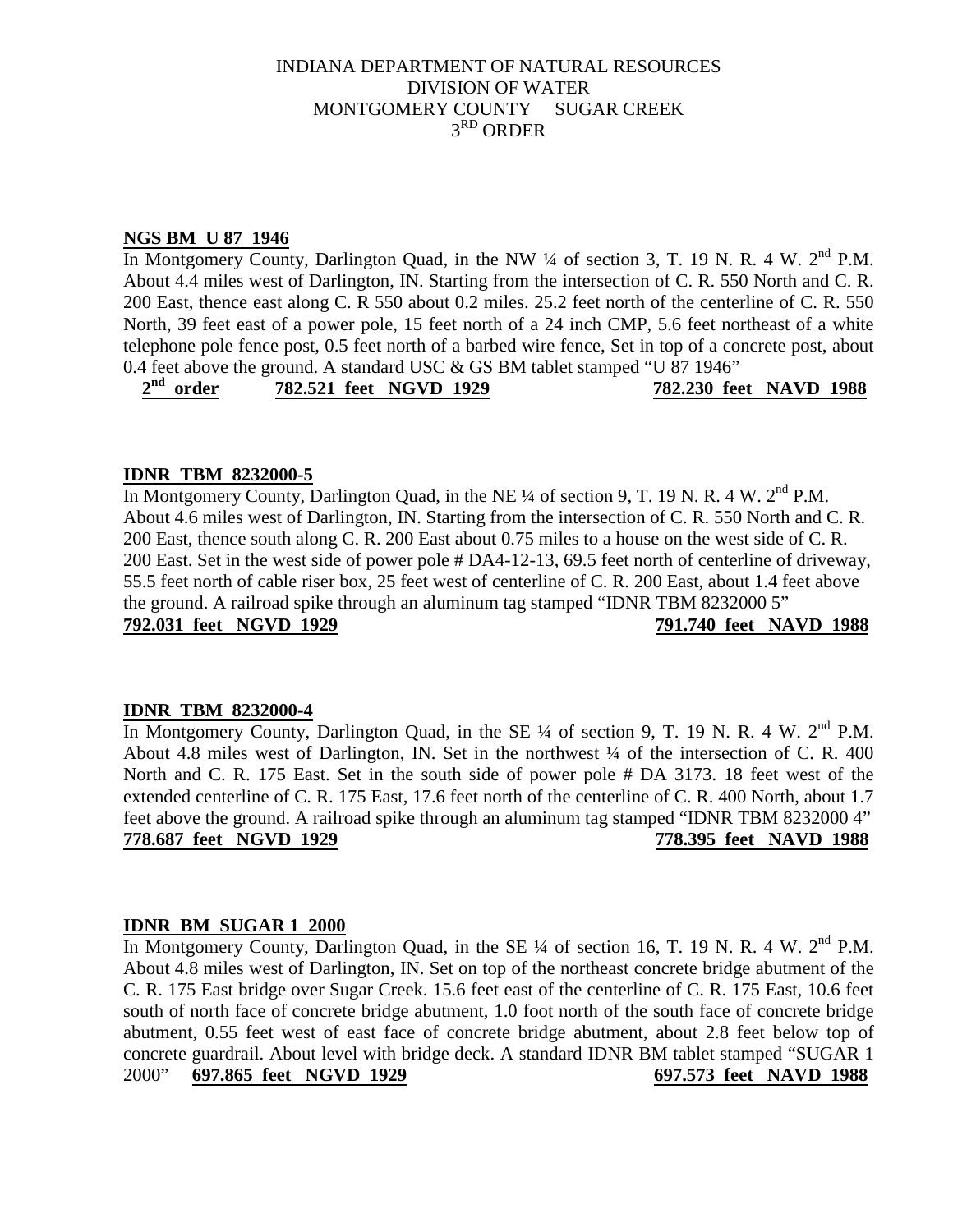INDIANA DEPARTMENT OF NATURAL RESOURCES
DIVISION OF WATER
MONTGOMERY COUNTY SUGAR CREEK
3RD ORDER

**NGS BM U 87 1946**

In Montgomery County, Darlington Quad, in the NW ¼ of section 3, T. 19 N. R. 4 W. 2nd P.M. About 4.4 miles west of Darlington, IN. Starting from the intersection of C. R. 550 North and C. R. 200 East, thence east along C. R 550 about 0.2 miles. 25.2 feet north of the centerline of C. R. 550 North, 39 feet east of a power pole, 15 feet north of a 24 inch CMP, 5.6 feet northeast of a white telephone pole fence post, 0.5 feet north of a barbed wire fence, Set in top of a concrete post, about 0.4 feet above the ground. A standard USC & GS BM tablet stamped "U 87 1946"

**2nd order** **782.521 feet NGVD 1929** **782.230 feet NAVD 1988**

**IDNR TBM 8232000-5**

In Montgomery County, Darlington Quad, in the NE ¼ of section 9, T. 19 N. R. 4 W. 2nd P.M. About 4.6 miles west of Darlington, IN. Starting from the intersection of C. R. 550 North and C. R. 200 East, thence south along C. R. 200 East about 0.75 miles to a house on the west side of C. R. 200 East. Set in the west side of power pole # DA4-12-13, 69.5 feet north of centerline of driveway, 55.5 feet north of cable riser box, 25 feet west of centerline of C. R. 200 East, about 1.4 feet above the ground. A railroad spike through an aluminum tag stamped "IDNR TBM 8232000 5"

**792.031 feet NGVD 1929** **791.740 feet NAVD 1988**

**IDNR TBM 8232000-4**

In Montgomery County, Darlington Quad, in the SE ¼ of section 9, T. 19 N. R. 4 W. 2nd P.M. About 4.8 miles west of Darlington, IN. Set in the northwest ¼ of the intersection of C. R. 400 North and C. R. 175 East. Set in the south side of power pole # DA 3173. 18 feet west of the extended centerline of C. R. 175 East, 17.6 feet north of the centerline of C. R. 400 North, about 1.7 feet above the ground. A railroad spike through an aluminum tag stamped "IDNR TBM 8232000 4"

**778.687 feet NGVD 1929** **778.395 feet NAVD 1988**

**IDNR BM SUGAR 1 2000**

In Montgomery County, Darlington Quad, in the SE ¼ of section 16, T. 19 N. R. 4 W. 2nd P.M. About 4.8 miles west of Darlington, IN. Set on top of the northeast concrete bridge abutment of the C. R. 175 East bridge over Sugar Creek. 15.6 feet east of the centerline of C. R. 175 East, 10.6 feet south of north face of concrete bridge abutment, 1.0 foot north of the south face of concrete bridge abutment, 0.55 feet west of east face of concrete bridge abutment, about 2.8 feet below top of concrete guardrail. About level with bridge deck. A standard IDNR BM tablet stamped "SUGAR 1 2000" **697.865 feet NGVD 1929** **697.573 feet NAVD 1988**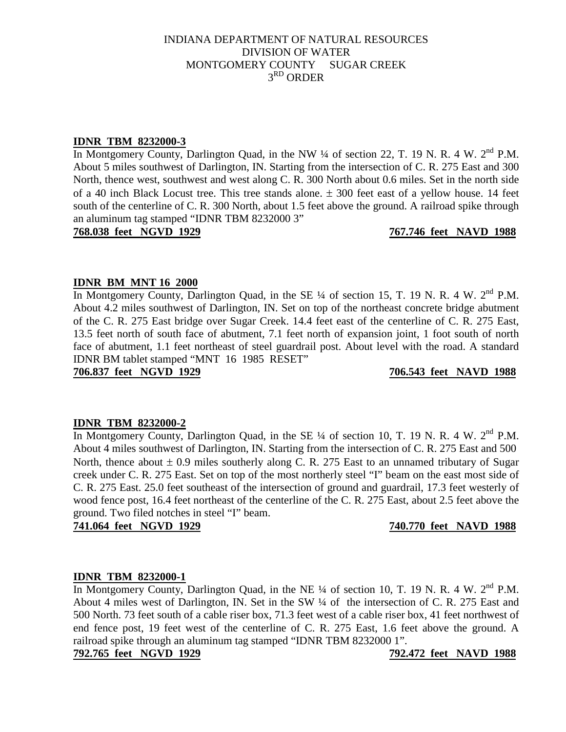INDIANA DEPARTMENT OF NATURAL RESOURCES
DIVISION OF WATER
MONTGOMERY COUNTY SUGAR CREEK
3RD ORDER

**IDNR TBM 8232000-3**

In Montgomery County, Darlington Quad, in the NW ¼ of section 22, T. 19 N. R. 4 W. 2nd P.M. About 5 miles southwest of Darlington, IN. Starting from the intersection of C. R. 275 East and 300 North, thence west, southwest and west along C. R. 300 North about 0.6 miles. Set in the north side of a 40 inch Black Locust tree. This tree stands alone. ± 300 feet east of a yellow house. 14 feet south of the centerline of C. R. 300 North, about 1.5 feet above the ground. A railroad spike through an aluminum tag stamped "IDNR TBM 8232000 3"

**768.038 feet NGVD 1929** **767.746 feet NAVD 1988**

**IDNR BM MNT 16 2000**

In Montgomery County, Darlington Quad, in the SE ¼ of section 15, T. 19 N. R. 4 W. 2nd P.M. About 4.2 miles southwest of Darlington, IN. Set on top of the northeast concrete bridge abutment of the C. R. 275 East bridge over Sugar Creek. 14.4 feet east of the centerline of C. R. 275 East, 13.5 feet north of south face of abutment, 7.1 feet north of expansion joint, 1 foot south of north face of abutment, 1.1 feet northeast of steel guardrail post. About level with the road. A standard IDNR BM tablet stamped "MNT 16 1985 RESET"

**706.837 feet NGVD 1929** **706.543 feet NAVD 1988**

**IDNR TBM 8232000-2**

In Montgomery County, Darlington Quad, in the SE ¼ of section 10, T. 19 N. R. 4 W. 2nd P.M. About 4 miles southwest of Darlington, IN. Starting from the intersection of C. R. 275 East and 500 North, thence about ± 0.9 miles southerly along C. R. 275 East to an unnamed tributary of Sugar creek under C. R. 275 East. Set on top of the most northerly steel "I" beam on the east most side of C. R. 275 East. 25.0 feet southeast of the intersection of ground and guardrail, 17.3 feet westerly of wood fence post, 16.4 feet northeast of the centerline of the C. R. 275 East, about 2.5 feet above the ground. Two filed notches in steel "I" beam.

**741.064 feet NGVD 1929** **740.770 feet NAVD 1988**

**IDNR TBM 8232000-1**

In Montgomery County, Darlington Quad, in the NE ¼ of section 10, T. 19 N. R. 4 W. 2nd P.M. About 4 miles west of Darlington, IN. Set in the SW ¼ of the intersection of C. R. 275 East and 500 North. 73 feet south of a cable riser box, 71.3 feet west of a cable riser box, 41 feet northwest of end fence post, 19 feet west of the centerline of C. R. 275 East, 1.6 feet above the ground. A railroad spike through an aluminum tag stamped "IDNR TBM 8232000 1".

**792.765 feet NGVD 1929** **792.472 feet NAVD 1988**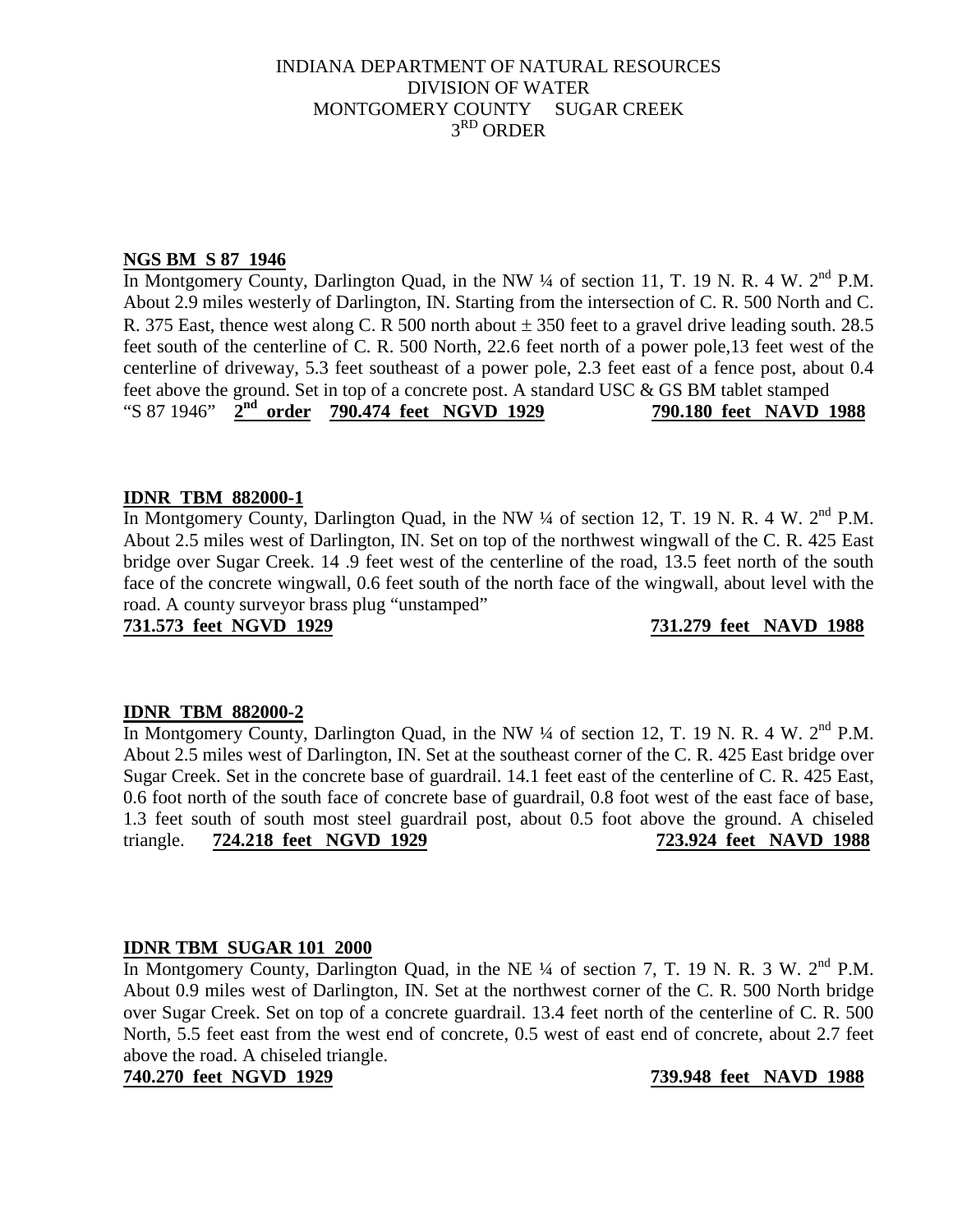INDIANA DEPARTMENT OF NATURAL RESOURCES
DIVISION OF WATER
MONTGOMERY COUNTY SUGAR CREEK
3RD ORDER

**NGS BM S 87 1946**

In Montgomery County, Darlington Quad, in the NW ¼ of section 11, T. 19 N. R. 4 W. 2nd P.M. About 2.9 miles westerly of Darlington, IN. Starting from the intersection of C. R. 500 North and C. R. 375 East, thence west along C. R 500 north about ± 350 feet to a gravel drive leading south. 28.5 feet south of the centerline of C. R. 500 North, 22.6 feet north of a power pole,13 feet west of the centerline of driveway, 5.3 feet southeast of a power pole, 2.3 feet east of a fence post, about 0.4 feet above the ground. Set in top of a concrete post. A standard USC & GS BM tablet stamped "S 87 1946" **2nd order 790.474 feet NGVD 1929** **790.180 feet NAVD 1988**

**IDNR TBM 882000-1**

In Montgomery County, Darlington Quad, in the NW ¼ of section 12, T. 19 N. R. 4 W. 2nd P.M. About 2.5 miles west of Darlington, IN. Set on top of the northwest wingwall of the C. R. 425 East bridge over Sugar Creek. 14 .9 feet west of the centerline of the road, 13.5 feet north of the south face of the concrete wingwall, 0.6 feet south of the north face of the wingwall, about level with the road. A county surveyor brass plug "unstamped"
**731.573 feet NGVD 1929** **731.279 feet NAVD 1988**

**IDNR TBM 882000-2**

In Montgomery County, Darlington Quad, in the NW ¼ of section 12, T. 19 N. R. 4 W. 2nd P.M. About 2.5 miles west of Darlington, IN. Set at the southeast corner of the C. R. 425 East bridge over Sugar Creek. Set in the concrete base of guardrail. 14.1 feet east of the centerline of C. R. 425 East, 0.6 foot north of the south face of concrete base of guardrail, 0.8 foot west of the east face of base, 1.3 feet south of south most steel guardrail post, about 0.5 foot above the ground. A chiseled triangle. **724.218 feet NGVD 1929** **723.924 feet NAVD 1988**

**IDNR TBM SUGAR 101 2000**

In Montgomery County, Darlington Quad, in the NE ¼ of section 7, T. 19 N. R. 3 W. 2nd P.M. About 0.9 miles west of Darlington, IN. Set at the northwest corner of the C. R. 500 North bridge over Sugar Creek. Set on top of a concrete guardrail. 13.4 feet north of the centerline of C. R. 500 North, 5.5 feet east from the west end of concrete, 0.5 west of east end of concrete, about 2.7 feet above the road. A chiseled triangle.
**740.270 feet NGVD 1929** **739.948 feet NAVD 1988**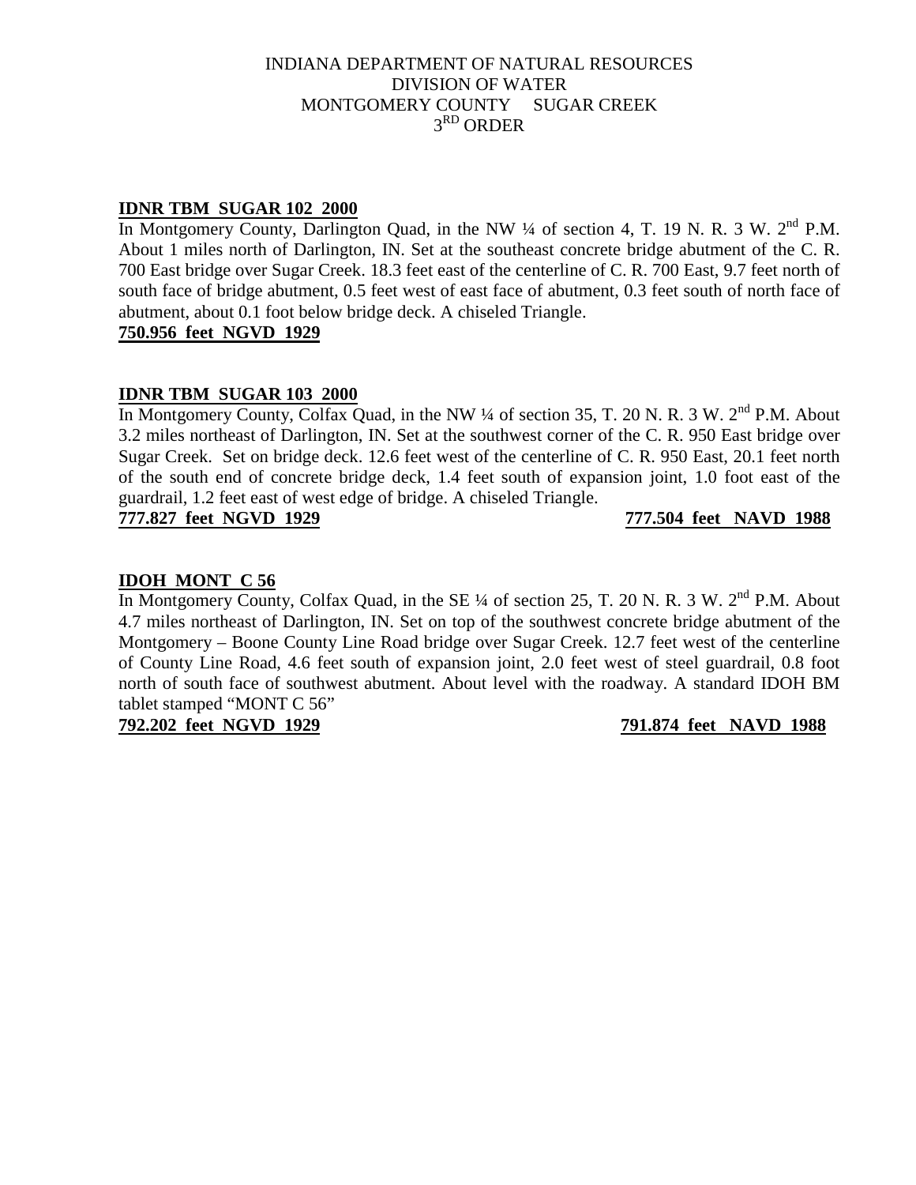INDIANA DEPARTMENT OF NATURAL RESOURCES
DIVISION OF WATER
MONTGOMERY COUNTY SUGAR CREEK
3RD ORDER

**IDNR TBM SUGAR 102 2000**

In Montgomery County, Darlington Quad, in the NW ¼ of section 4, T. 19 N. R. 3 W. 2nd P.M. About 1 miles north of Darlington, IN. Set at the southeast concrete bridge abutment of the C. R. 700 East bridge over Sugar Creek. 18.3 feet east of the centerline of C. R. 700 East, 9.7 feet north of south face of bridge abutment, 0.5 feet west of east face of abutment, 0.3 feet south of north face of abutment, about 0.1 foot below bridge deck. A chiseled Triangle.

**750.956 feet NGVD 1929**

**IDNR TBM SUGAR 103 2000**

In Montgomery County, Colfax Quad, in the NW ¼ of section 35, T. 20 N. R. 3 W. 2nd P.M. About 3.2 miles northeast of Darlington, IN. Set at the southwest corner of the C. R. 950 East bridge over Sugar Creek. Set on bridge deck. 12.6 feet west of the centerline of C. R. 950 East, 20.1 feet north of the south end of concrete bridge deck, 1.4 feet south of expansion joint, 1.0 foot east of the guardrail, 1.2 feet east of west edge of bridge. A chiseled Triangle.

**777.827 feet NGVD 1929** **777.504 feet NAVD 1988**

**IDOH MONT C 56**

In Montgomery County, Colfax Quad, in the SE ¼ of section 25, T. 20 N. R. 3 W. 2nd P.M. About 4.7 miles northeast of Darlington, IN. Set on top of the southwest concrete bridge abutment of the Montgomery – Boone County Line Road bridge over Sugar Creek. 12.7 feet west of the centerline of County Line Road, 4.6 feet south of expansion joint, 2.0 feet west of steel guardrail, 0.8 foot north of south face of southwest abutment. About level with the roadway. A standard IDOH BM tablet stamped "MONT C 56"

**792.202 feet NGVD 1929** **791.874 feet NAVD 1988**